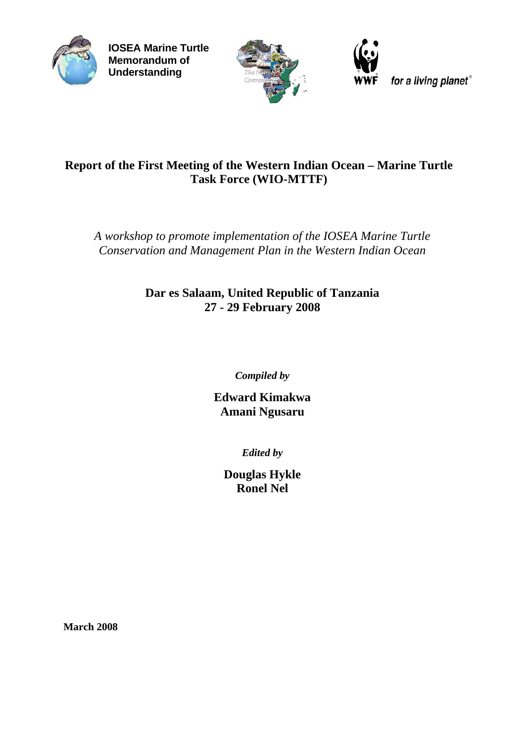**IOSEA Marine Turtle Memorandum of Understanding**

WWF for a living planet®

# Report of the First Meeting of the Western Indian Ocean – Marine Turtle Task Force (WIO-MTTF)

*A workshop to promote implementation of the IOSEA Marine Turtle Conservation and Management Plan in the Western Indian Ocean*

**Dar es Salaam, United Republic of Tanzania**
**27 - 29 February 2008**

***Compiled by***

**Edward Kimakwa**
**Amani Ngusaru**

***Edited by***

**Douglas Hykle**
**Ronel Nel**

**March 2008**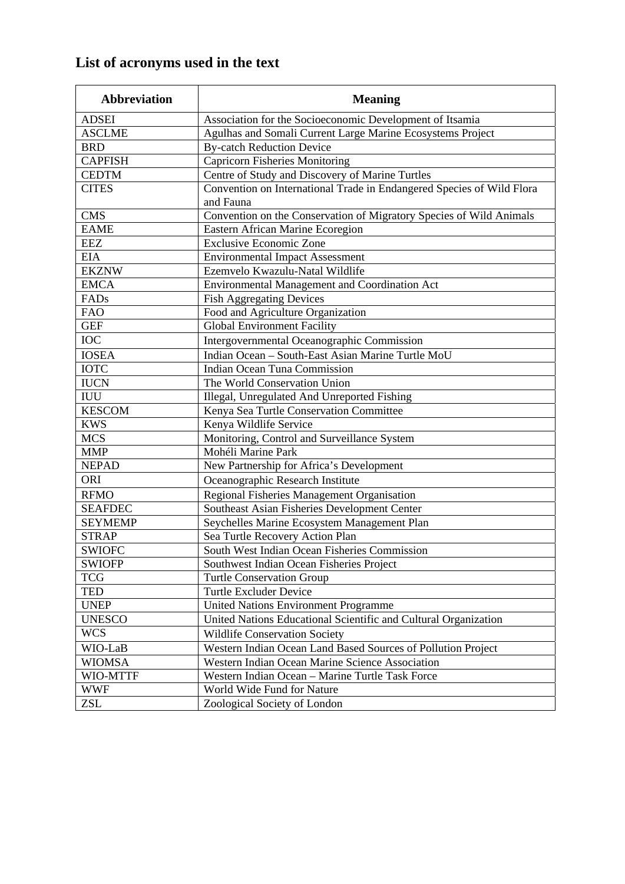# List of acronyms used in the text

| Abbreviation | Meaning |
|---|---|
| ADSEI | Association for the Socioeconomic Development of Itsamia |
| ASCLME | Agulhas and Somali Current Large Marine Ecosystems Project |
| BRD | By-catch Reduction Device |
| CAPFISH | Capricorn Fisheries Monitoring |
| CEDTM | Centre of Study and Discovery of Marine Turtles |
| CITES | Convention on International Trade in Endangered Species of Wild Flora and Fauna |
| CMS | Convention on the Conservation of Migratory Species of Wild Animals |
| EAME | Eastern African Marine Ecoregion |
| EEZ | Exclusive Economic Zone |
| EIA | Environmental Impact Assessment |
| EKZNW | Ezemvelo Kwazulu-Natal Wildlife |
| EMCA | Environmental Management and Coordination Act |
| FADs | Fish Aggregating Devices |
| FAO | Food and Agriculture Organization |
| GEF | Global Environment Facility |
| IOC | Intergovernmental Oceanographic Commission |
| IOSEA | Indian Ocean – South-East Asian Marine Turtle MoU |
| IOTC | Indian Ocean Tuna Commission |
| IUCN | The World Conservation Union |
| IUU | Illegal, Unregulated And Unreported Fishing |
| KESCOM | Kenya Sea Turtle Conservation Committee |
| KWS | Kenya Wildlife Service |
| MCS | Monitoring, Control and Surveillance System |
| MMP | Mohéli Marine Park |
| NEPAD | New Partnership for Africa's Development |
| ORI | Oceanographic Research Institute |
| RFMO | Regional Fisheries Management Organisation |
| SEAFDEC | Southeast Asian Fisheries Development Center |
| SEYMEMP | Seychelles Marine Ecosystem Management Plan |
| STRAP | Sea Turtle Recovery Action Plan |
| SWIOFC | South West Indian Ocean Fisheries Commission |
| SWIOFP | Southwest Indian Ocean Fisheries Project |
| TCG | Turtle Conservation Group |
| TED | Turtle Excluder Device |
| UNEP | United Nations Environment Programme |
| UNESCO | United Nations Educational Scientific and Cultural Organization |
| WCS | Wildlife Conservation Society |
| WIO-LaB | Western Indian Ocean Land Based Sources of Pollution Project |
| WIOMSA | Western Indian Ocean Marine Science Association |
| WIO-MTTF | Western Indian Ocean – Marine Turtle Task Force |
| WWF | World Wide Fund for Nature |
| ZSL | Zoological Society of London |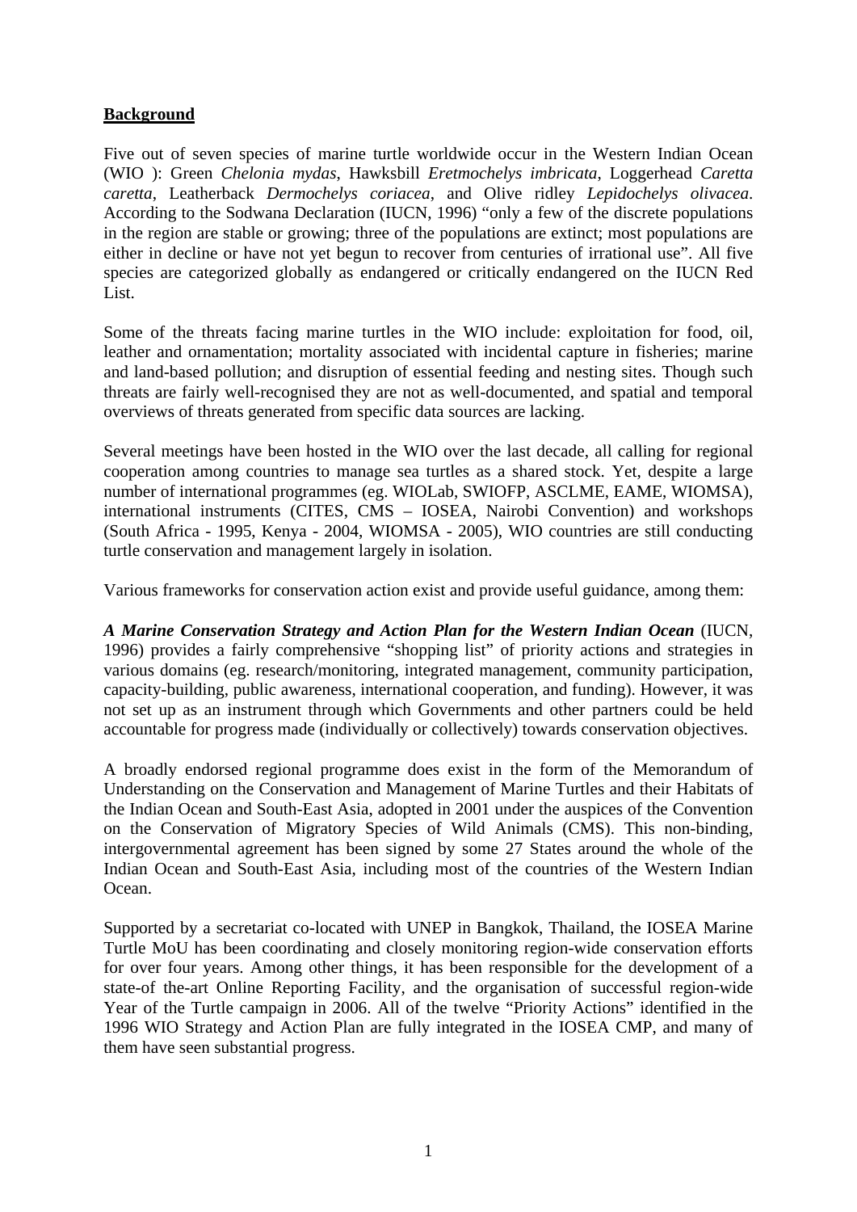**Background**

Five out of seven species of marine turtle worldwide occur in the Western Indian Ocean (WIO ): Green *Chelonia mydas*, Hawksbill *Eretmochelys imbricata*, Loggerhead *Caretta caretta*, Leatherback *Dermochelys coriacea*, and Olive ridley *Lepidochelys olivacea*. According to the Sodwana Declaration (IUCN, 1996) "only a few of the discrete populations in the region are stable or growing; three of the populations are extinct; most populations are either in decline or have not yet begun to recover from centuries of irrational use". All five species are categorized globally as endangered or critically endangered on the IUCN Red List.

Some of the threats facing marine turtles in the WIO include: exploitation for food, oil, leather and ornamentation; mortality associated with incidental capture in fisheries; marine and land-based pollution; and disruption of essential feeding and nesting sites. Though such threats are fairly well-recognised they are not as well-documented, and spatial and temporal overviews of threats generated from specific data sources are lacking.

Several meetings have been hosted in the WIO over the last decade, all calling for regional cooperation among countries to manage sea turtles as a shared stock. Yet, despite a large number of international programmes (eg. WIOLab, SWIOFP, ASCLME, EAME, WIOMSA), international instruments (CITES, CMS – IOSEA, Nairobi Convention) and workshops (South Africa - 1995, Kenya - 2004, WIOMSA - 2005), WIO countries are still conducting turtle conservation and management largely in isolation.

Various frameworks for conservation action exist and provide useful guidance, among them:

***A Marine Conservation Strategy and Action Plan for the Western Indian Ocean*** (IUCN, 1996) provides a fairly comprehensive "shopping list" of priority actions and strategies in various domains (eg. research/monitoring, integrated management, community participation, capacity-building, public awareness, international cooperation, and funding). However, it was not set up as an instrument through which Governments and other partners could be held accountable for progress made (individually or collectively) towards conservation objectives.

A broadly endorsed regional programme does exist in the form of the Memorandum of Understanding on the Conservation and Management of Marine Turtles and their Habitats of the Indian Ocean and South-East Asia, adopted in 2001 under the auspices of the Convention on the Conservation of Migratory Species of Wild Animals (CMS). This non-binding, intergovernmental agreement has been signed by some 27 States around the whole of the Indian Ocean and South-East Asia, including most of the countries of the Western Indian Ocean.

Supported by a secretariat co-located with UNEP in Bangkok, Thailand, the IOSEA Marine Turtle MoU has been coordinating and closely monitoring region-wide conservation efforts for over four years. Among other things, it has been responsible for the development of a state-of the-art Online Reporting Facility, and the organisation of successful region-wide Year of the Turtle campaign in 2006. All of the twelve "Priority Actions" identified in the 1996 WIO Strategy and Action Plan are fully integrated in the IOSEA CMP, and many of them have seen substantial progress.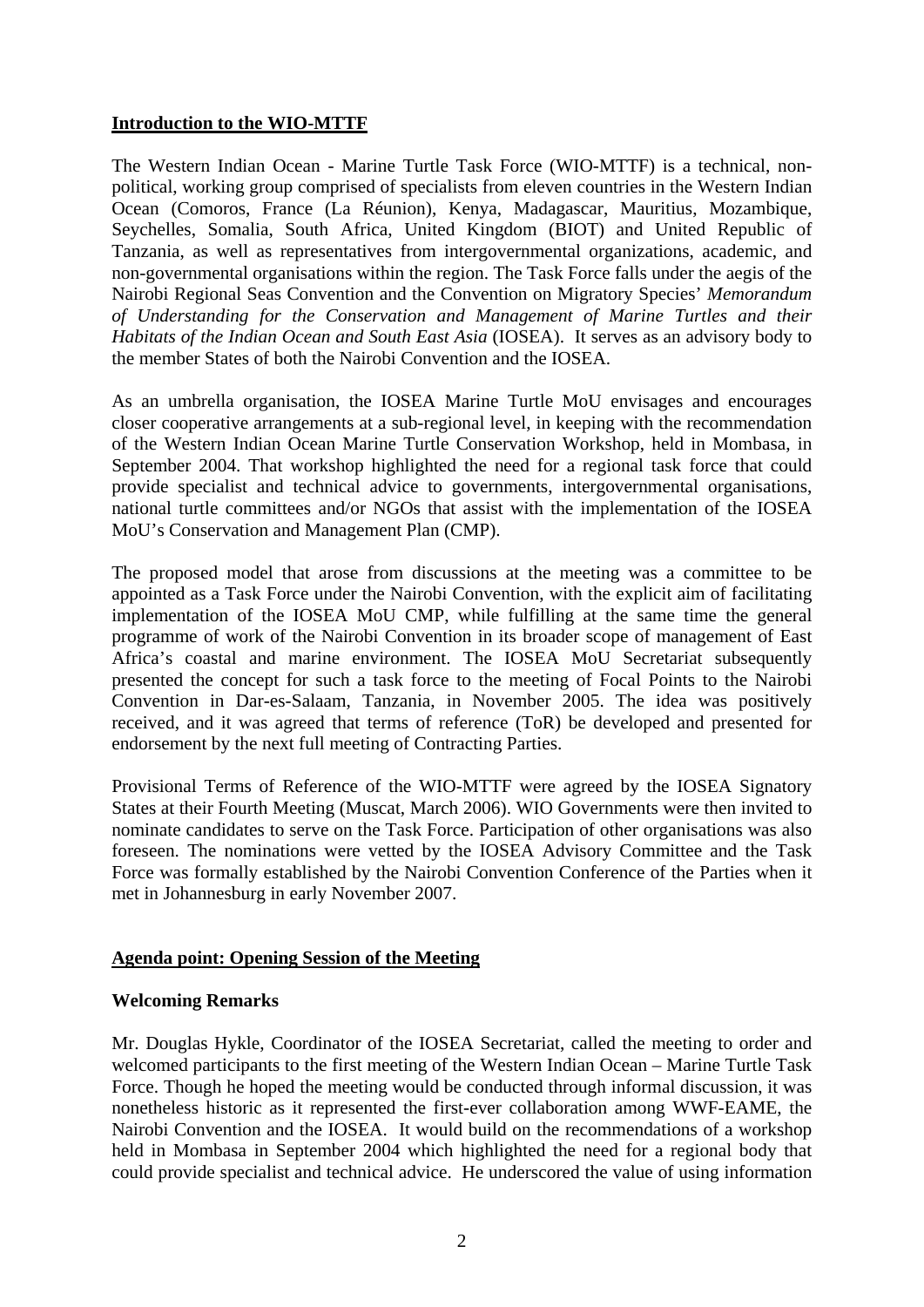## Introduction to the WIO-MTTF

The Western Indian Ocean - Marine Turtle Task Force (WIO-MTTF) is a technical, non-political, working group comprised of specialists from eleven countries in the Western Indian Ocean (Comoros, France (La Réunion), Kenya, Madagascar, Mauritius, Mozambique, Seychelles, Somalia, South Africa, United Kingdom (BIOT) and United Republic of Tanzania, as well as representatives from intergovernmental organizations, academic, and non-governmental organisations within the region. The Task Force falls under the aegis of the Nairobi Regional Seas Convention and the Convention on Migratory Species' *Memorandum of Understanding for the Conservation and Management of Marine Turtles and their Habitats of the Indian Ocean and South East Asia* (IOSEA). It serves as an advisory body to the member States of both the Nairobi Convention and the IOSEA.

As an umbrella organisation, the IOSEA Marine Turtle MoU envisages and encourages closer cooperative arrangements at a sub-regional level, in keeping with the recommendation of the Western Indian Ocean Marine Turtle Conservation Workshop, held in Mombasa, in September 2004. That workshop highlighted the need for a regional task force that could provide specialist and technical advice to governments, intergovernmental organisations, national turtle committees and/or NGOs that assist with the implementation of the IOSEA MoU's Conservation and Management Plan (CMP).

The proposed model that arose from discussions at the meeting was a committee to be appointed as a Task Force under the Nairobi Convention, with the explicit aim of facilitating implementation of the IOSEA MoU CMP, while fulfilling at the same time the general programme of work of the Nairobi Convention in its broader scope of management of East Africa's coastal and marine environment. The IOSEA MoU Secretariat subsequently presented the concept for such a task force to the meeting of Focal Points to the Nairobi Convention in Dar-es-Salaam, Tanzania, in November 2005. The idea was positively received, and it was agreed that terms of reference (ToR) be developed and presented for endorsement by the next full meeting of Contracting Parties.

Provisional Terms of Reference of the WIO-MTTF were agreed by the IOSEA Signatory States at their Fourth Meeting (Muscat, March 2006). WIO Governments were then invited to nominate candidates to serve on the Task Force. Participation of other organisations was also foreseen. The nominations were vetted by the IOSEA Advisory Committee and the Task Force was formally established by the Nairobi Convention Conference of the Parties when it met in Johannesburg in early November 2007.

## Agenda point: Opening Session of the Meeting

### Welcoming Remarks

Mr. Douglas Hykle, Coordinator of the IOSEA Secretariat, called the meeting to order and welcomed participants to the first meeting of the Western Indian Ocean – Marine Turtle Task Force. Though he hoped the meeting would be conducted through informal discussion, it was nonetheless historic as it represented the first-ever collaboration among WWF-EAME, the Nairobi Convention and the IOSEA. It would build on the recommendations of a workshop held in Mombasa in September 2004 which highlighted the need for a regional body that could provide specialist and technical advice. He underscored the value of using information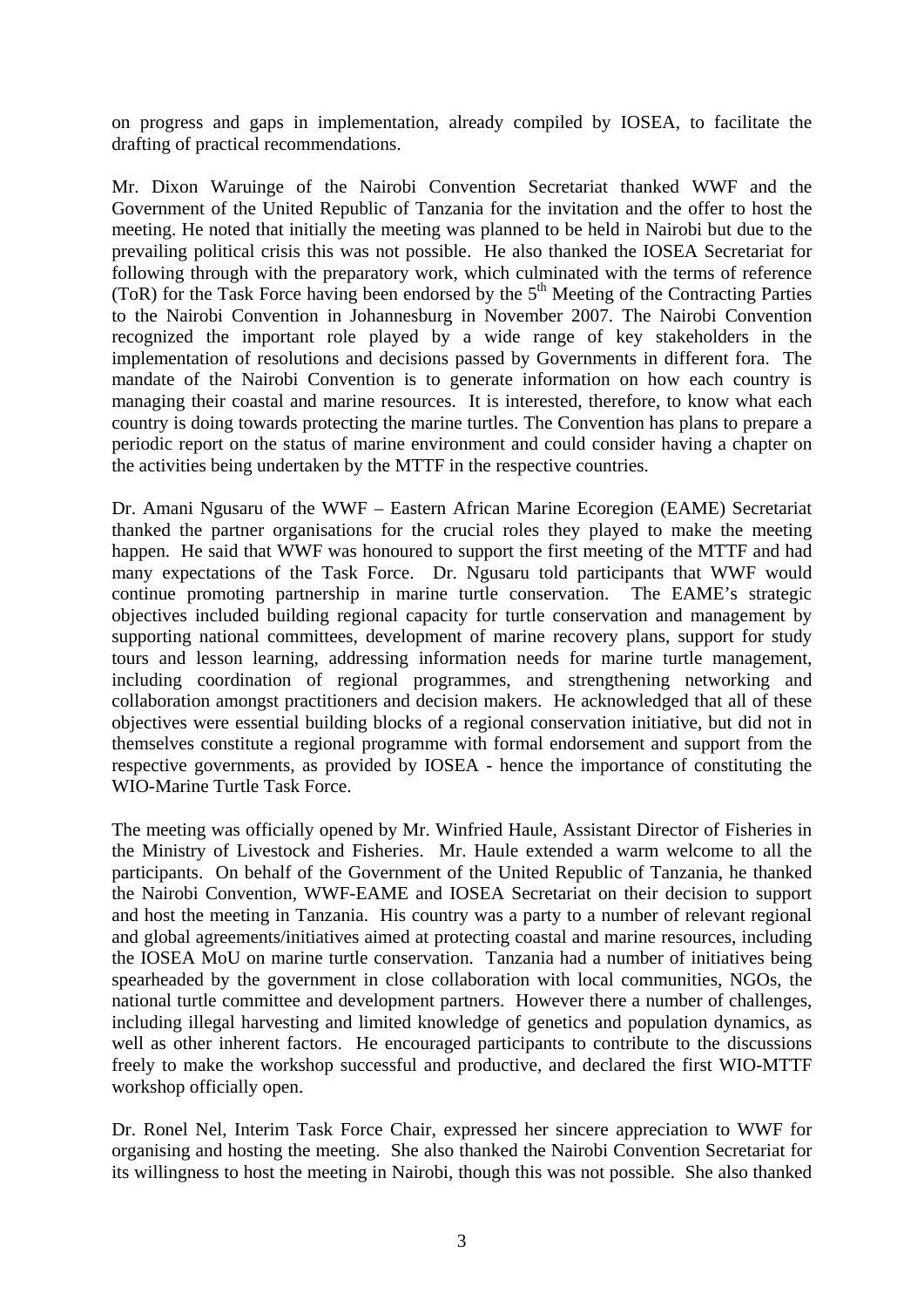on progress and gaps in implementation, already compiled by IOSEA, to facilitate the drafting of practical recommendations.

Mr. Dixon Waruinge of the Nairobi Convention Secretariat thanked WWF and the Government of the United Republic of Tanzania for the invitation and the offer to host the meeting. He noted that initially the meeting was planned to be held in Nairobi but due to the prevailing political crisis this was not possible. He also thanked the IOSEA Secretariat for following through with the preparatory work, which culminated with the terms of reference (ToR) for the Task Force having been endorsed by the 5th Meeting of the Contracting Parties to the Nairobi Convention in Johannesburg in November 2007. The Nairobi Convention recognized the important role played by a wide range of key stakeholders in the implementation of resolutions and decisions passed by Governments in different fora. The mandate of the Nairobi Convention is to generate information on how each country is managing their coastal and marine resources. It is interested, therefore, to know what each country is doing towards protecting the marine turtles. The Convention has plans to prepare a periodic report on the status of marine environment and could consider having a chapter on the activities being undertaken by the MTTF in the respective countries.

Dr. Amani Ngusaru of the WWF – Eastern African Marine Ecoregion (EAME) Secretariat thanked the partner organisations for the crucial roles they played to make the meeting happen. He said that WWF was honoured to support the first meeting of the MTTF and had many expectations of the Task Force. Dr. Ngusaru told participants that WWF would continue promoting partnership in marine turtle conservation. The EAME's strategic objectives included building regional capacity for turtle conservation and management by supporting national committees, development of marine recovery plans, support for study tours and lesson learning, addressing information needs for marine turtle management, including coordination of regional programmes, and strengthening networking and collaboration amongst practitioners and decision makers. He acknowledged that all of these objectives were essential building blocks of a regional conservation initiative, but did not in themselves constitute a regional programme with formal endorsement and support from the respective governments, as provided by IOSEA - hence the importance of constituting the WIO-Marine Turtle Task Force.

The meeting was officially opened by Mr. Winfried Haule, Assistant Director of Fisheries in the Ministry of Livestock and Fisheries. Mr. Haule extended a warm welcome to all the participants. On behalf of the Government of the United Republic of Tanzania, he thanked the Nairobi Convention, WWF-EAME and IOSEA Secretariat on their decision to support and host the meeting in Tanzania. His country was a party to a number of relevant regional and global agreements/initiatives aimed at protecting coastal and marine resources, including the IOSEA MoU on marine turtle conservation. Tanzania had a number of initiatives being spearheaded by the government in close collaboration with local communities, NGOs, the national turtle committee and development partners. However there a number of challenges, including illegal harvesting and limited knowledge of genetics and population dynamics, as well as other inherent factors. He encouraged participants to contribute to the discussions freely to make the workshop successful and productive, and declared the first WIO-MTTF workshop officially open.

Dr. Ronel Nel, Interim Task Force Chair, expressed her sincere appreciation to WWF for organising and hosting the meeting. She also thanked the Nairobi Convention Secretariat for its willingness to host the meeting in Nairobi, though this was not possible. She also thanked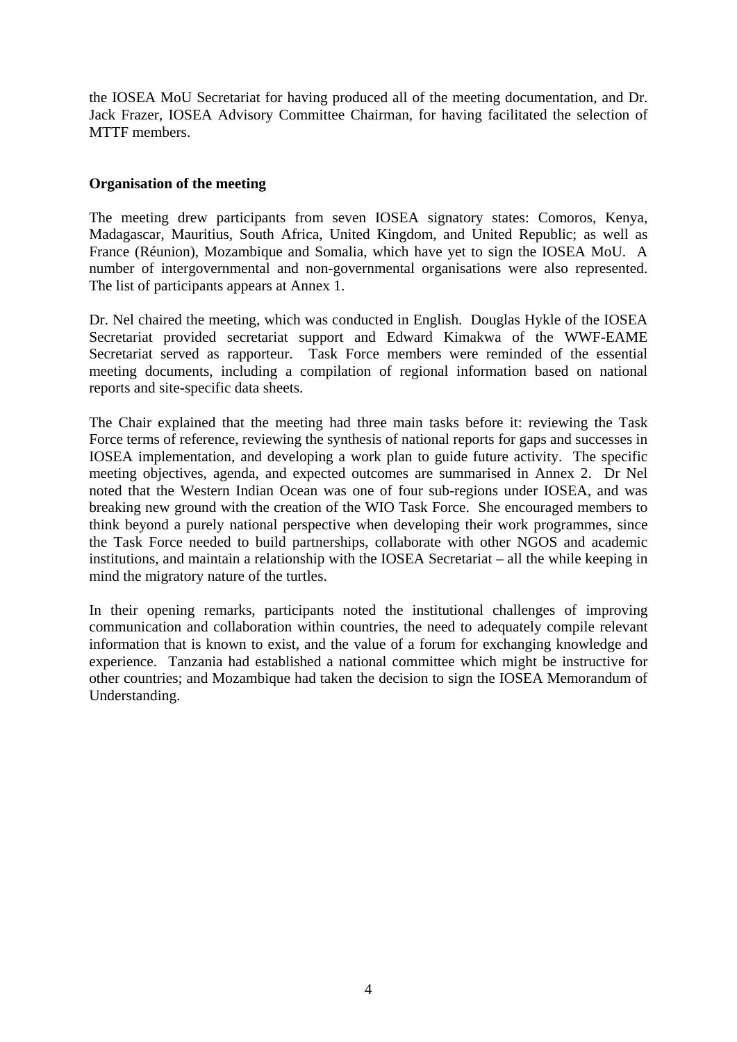the IOSEA MoU Secretariat for having produced all of the meeting documentation, and Dr. Jack Frazer, IOSEA Advisory Committee Chairman, for having facilitated the selection of MTTF members.

**Organisation of the meeting**

The meeting drew participants from seven IOSEA signatory states: Comoros, Kenya, Madagascar, Mauritius, South Africa, United Kingdom, and United Republic; as well as France (Réunion), Mozambique and Somalia, which have yet to sign the IOSEA MoU. A number of intergovernmental and non-governmental organisations were also represented. The list of participants appears at Annex 1.

Dr. Nel chaired the meeting, which was conducted in English. Douglas Hykle of the IOSEA Secretariat provided secretariat support and Edward Kimakwa of the WWF-EAME Secretariat served as rapporteur. Task Force members were reminded of the essential meeting documents, including a compilation of regional information based on national reports and site-specific data sheets.

The Chair explained that the meeting had three main tasks before it: reviewing the Task Force terms of reference, reviewing the synthesis of national reports for gaps and successes in IOSEA implementation, and developing a work plan to guide future activity. The specific meeting objectives, agenda, and expected outcomes are summarised in Annex 2. Dr Nel noted that the Western Indian Ocean was one of four sub-regions under IOSEA, and was breaking new ground with the creation of the WIO Task Force. She encouraged members to think beyond a purely national perspective when developing their work programmes, since the Task Force needed to build partnerships, collaborate with other NGOS and academic institutions, and maintain a relationship with the IOSEA Secretariat – all the while keeping in mind the migratory nature of the turtles.

In their opening remarks, participants noted the institutional challenges of improving communication and collaboration within countries, the need to adequately compile relevant information that is known to exist, and the value of a forum for exchanging knowledge and experience. Tanzania had established a national committee which might be instructive for other countries; and Mozambique had taken the decision to sign the IOSEA Memorandum of Understanding.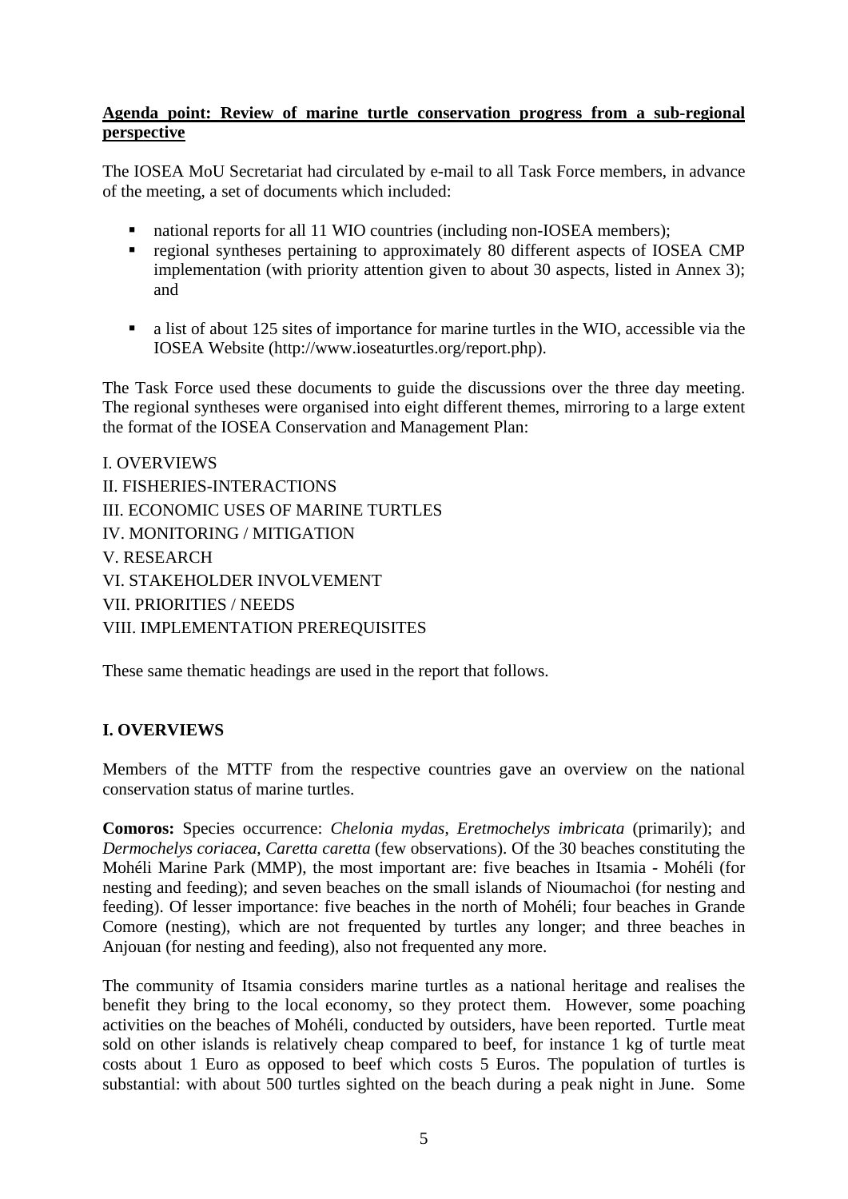**Agenda point: Review of marine turtle conservation progress from a sub-regional perspective**

The IOSEA MoU Secretariat had circulated by e-mail to all Task Force members, in advance of the meeting, a set of documents which included:

- national reports for all 11 WIO countries (including non-IOSEA members);
- regional syntheses pertaining to approximately 80 different aspects of IOSEA CMP implementation (with priority attention given to about 30 aspects, listed in Annex 3); and
- a list of about 125 sites of importance for marine turtles in the WIO, accessible via the IOSEA Website (http://www.ioseaturtles.org/report.php).

The Task Force used these documents to guide the discussions over the three day meeting. The regional syntheses were organised into eight different themes, mirroring to a large extent the format of the IOSEA Conservation and Management Plan:

I. OVERVIEWS
II. FISHERIES-INTERACTIONS
III. ECONOMIC USES OF MARINE TURTLES
IV. MONITORING / MITIGATION
V. RESEARCH
VI. STAKEHOLDER INVOLVEMENT
VII. PRIORITIES / NEEDS
VIII. IMPLEMENTATION PREREQUISITES

These same thematic headings are used in the report that follows.

## I. OVERVIEWS

Members of the MTTF from the respective countries gave an overview on the national conservation status of marine turtles.

**Comoros:** Species occurrence: *Chelonia mydas*, *Eretmochelys imbricata* (primarily); and *Dermochelys coriacea*, *Caretta caretta* (few observations). Of the 30 beaches constituting the Mohéli Marine Park (MMP), the most important are: five beaches in Itsamia - Mohéli (for nesting and feeding); and seven beaches on the small islands of Nioumachoi (for nesting and feeding). Of lesser importance: five beaches in the north of Mohéli; four beaches in Grande Comore (nesting), which are not frequented by turtles any longer; and three beaches in Anjouan (for nesting and feeding), also not frequented any more.

The community of Itsamia considers marine turtles as a national heritage and realises the benefit they bring to the local economy, so they protect them. However, some poaching activities on the beaches of Mohéli, conducted by outsiders, have been reported. Turtle meat sold on other islands is relatively cheap compared to beef, for instance 1 kg of turtle meat costs about 1 Euro as opposed to beef which costs 5 Euros. The population of turtles is substantial: with about 500 turtles sighted on the beach during a peak night in June. Some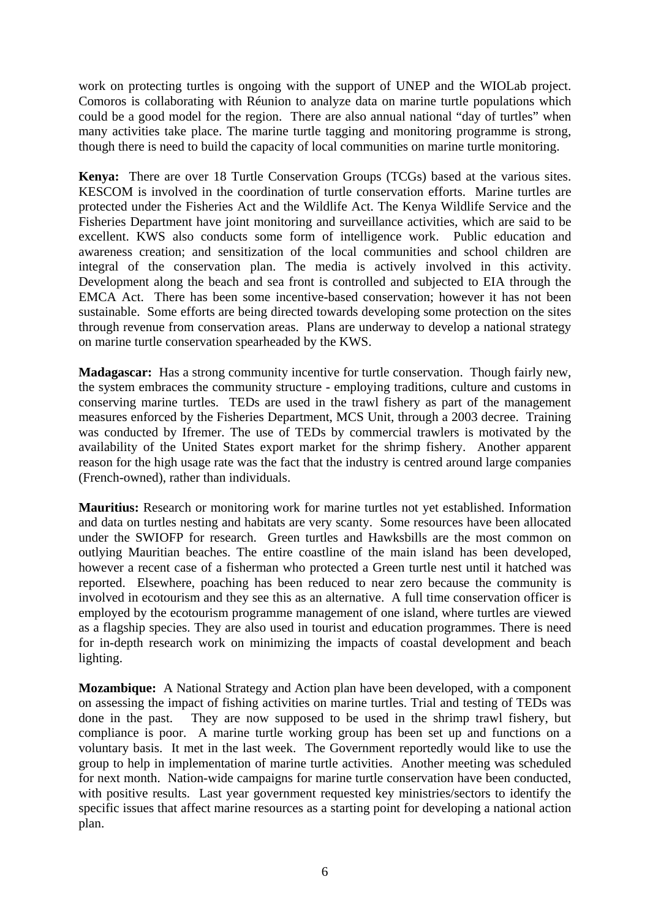work on protecting turtles is ongoing with the support of UNEP and the WIOLab project. Comoros is collaborating with Réunion to analyze data on marine turtle populations which could be a good model for the region. There are also annual national "day of turtles" when many activities take place. The marine turtle tagging and monitoring programme is strong, though there is need to build the capacity of local communities on marine turtle monitoring.

**Kenya:** There are over 18 Turtle Conservation Groups (TCGs) based at the various sites. KESCOM is involved in the coordination of turtle conservation efforts. Marine turtles are protected under the Fisheries Act and the Wildlife Act. The Kenya Wildlife Service and the Fisheries Department have joint monitoring and surveillance activities, which are said to be excellent. KWS also conducts some form of intelligence work. Public education and awareness creation; and sensitization of the local communities and school children are integral of the conservation plan. The media is actively involved in this activity. Development along the beach and sea front is controlled and subjected to EIA through the EMCA Act. There has been some incentive-based conservation; however it has not been sustainable. Some efforts are being directed towards developing some protection on the sites through revenue from conservation areas. Plans are underway to develop a national strategy on marine turtle conservation spearheaded by the KWS.

**Madagascar:** Has a strong community incentive for turtle conservation. Though fairly new, the system embraces the community structure - employing traditions, culture and customs in conserving marine turtles. TEDs are used in the trawl fishery as part of the management measures enforced by the Fisheries Department, MCS Unit, through a 2003 decree. Training was conducted by Ifremer. The use of TEDs by commercial trawlers is motivated by the availability of the United States export market for the shrimp fishery. Another apparent reason for the high usage rate was the fact that the industry is centred around large companies (French-owned), rather than individuals.

**Mauritius:** Research or monitoring work for marine turtles not yet established. Information and data on turtles nesting and habitats are very scanty. Some resources have been allocated under the SWIOFP for research. Green turtles and Hawksbills are the most common on outlying Mauritian beaches. The entire coastline of the main island has been developed, however a recent case of a fisherman who protected a Green turtle nest until it hatched was reported. Elsewhere, poaching has been reduced to near zero because the community is involved in ecotourism and they see this as an alternative. A full time conservation officer is employed by the ecotourism programme management of one island, where turtles are viewed as a flagship species. They are also used in tourist and education programmes. There is need for in-depth research work on minimizing the impacts of coastal development and beach lighting.

**Mozambique:** A National Strategy and Action plan have been developed, with a component on assessing the impact of fishing activities on marine turtles. Trial and testing of TEDs was done in the past. They are now supposed to be used in the shrimp trawl fishery, but compliance is poor. A marine turtle working group has been set up and functions on a voluntary basis. It met in the last week. The Government reportedly would like to use the group to help in implementation of marine turtle activities. Another meeting was scheduled for next month. Nation-wide campaigns for marine turtle conservation have been conducted, with positive results. Last year government requested key ministries/sectors to identify the specific issues that affect marine resources as a starting point for developing a national action plan.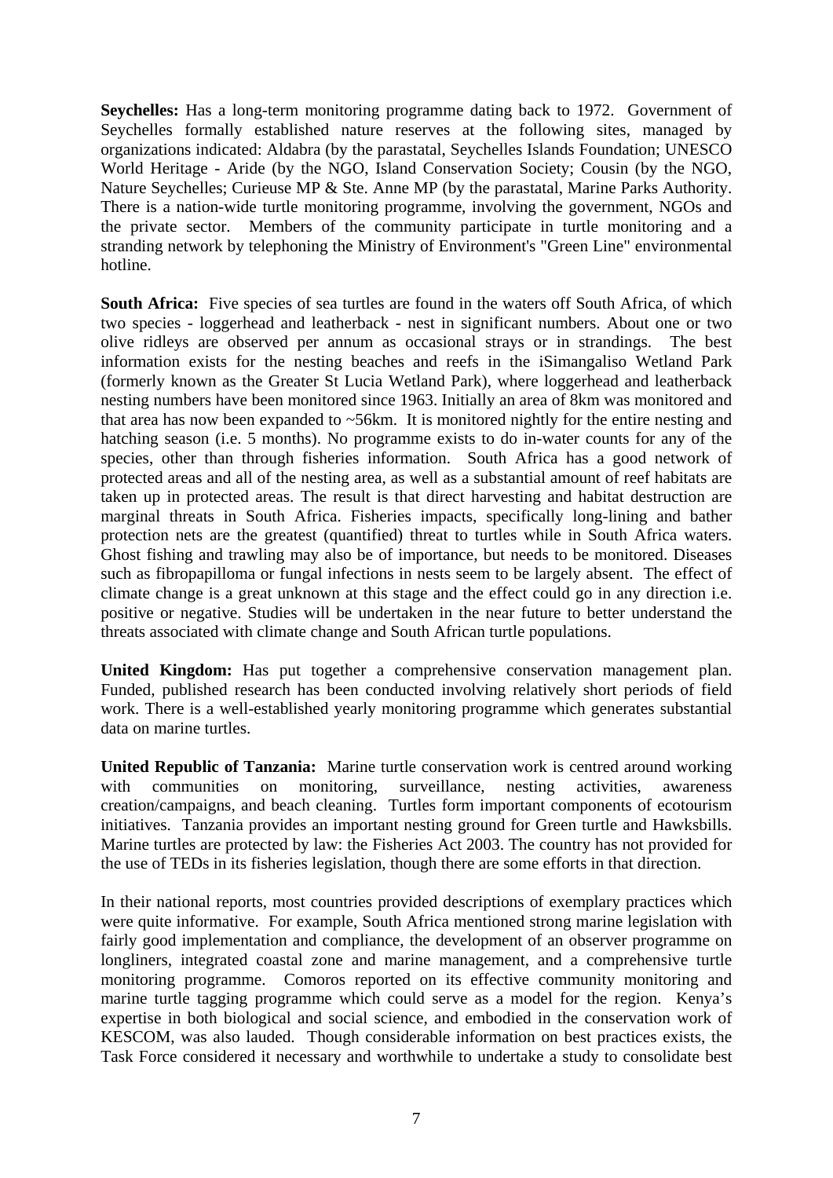**Seychelles:** Has a long-term monitoring programme dating back to 1972. Government of Seychelles formally established nature reserves at the following sites, managed by organizations indicated: Aldabra (by the parastatal, Seychelles Islands Foundation; UNESCO World Heritage - Aride (by the NGO, Island Conservation Society; Cousin (by the NGO, Nature Seychelles; Curieuse MP & Ste. Anne MP (by the parastatal, Marine Parks Authority. There is a nation-wide turtle monitoring programme, involving the government, NGOs and the private sector. Members of the community participate in turtle monitoring and a stranding network by telephoning the Ministry of Environment's "Green Line" environmental hotline.

**South Africa:** Five species of sea turtles are found in the waters off South Africa, of which two species - loggerhead and leatherback - nest in significant numbers. About one or two olive ridleys are observed per annum as occasional strays or in strandings. The best information exists for the nesting beaches and reefs in the iSimangaliso Wetland Park (formerly known as the Greater St Lucia Wetland Park), where loggerhead and leatherback nesting numbers have been monitored since 1963. Initially an area of 8km was monitored and that area has now been expanded to ~56km. It is monitored nightly for the entire nesting and hatching season (i.e. 5 months). No programme exists to do in-water counts for any of the species, other than through fisheries information. South Africa has a good network of protected areas and all of the nesting area, as well as a substantial amount of reef habitats are taken up in protected areas. The result is that direct harvesting and habitat destruction are marginal threats in South Africa. Fisheries impacts, specifically long-lining and bather protection nets are the greatest (quantified) threat to turtles while in South Africa waters. Ghost fishing and trawling may also be of importance, but needs to be monitored. Diseases such as fibropapilloma or fungal infections in nests seem to be largely absent. The effect of climate change is a great unknown at this stage and the effect could go in any direction i.e. positive or negative. Studies will be undertaken in the near future to better understand the threats associated with climate change and South African turtle populations.

**United Kingdom:** Has put together a comprehensive conservation management plan. Funded, published research has been conducted involving relatively short periods of field work. There is a well-established yearly monitoring programme which generates substantial data on marine turtles.

**United Republic of Tanzania:** Marine turtle conservation work is centred around working with communities on monitoring, surveillance, nesting activities, awareness creation/campaigns, and beach cleaning. Turtles form important components of ecotourism initiatives. Tanzania provides an important nesting ground for Green turtle and Hawksbills. Marine turtles are protected by law: the Fisheries Act 2003. The country has not provided for the use of TEDs in its fisheries legislation, though there are some efforts in that direction.

In their national reports, most countries provided descriptions of exemplary practices which were quite informative. For example, South Africa mentioned strong marine legislation with fairly good implementation and compliance, the development of an observer programme on longliners, integrated coastal zone and marine management, and a comprehensive turtle monitoring programme. Comoros reported on its effective community monitoring and marine turtle tagging programme which could serve as a model for the region. Kenya's expertise in both biological and social science, and embodied in the conservation work of KESCOM, was also lauded. Though considerable information on best practices exists, the Task Force considered it necessary and worthwhile to undertake a study to consolidate best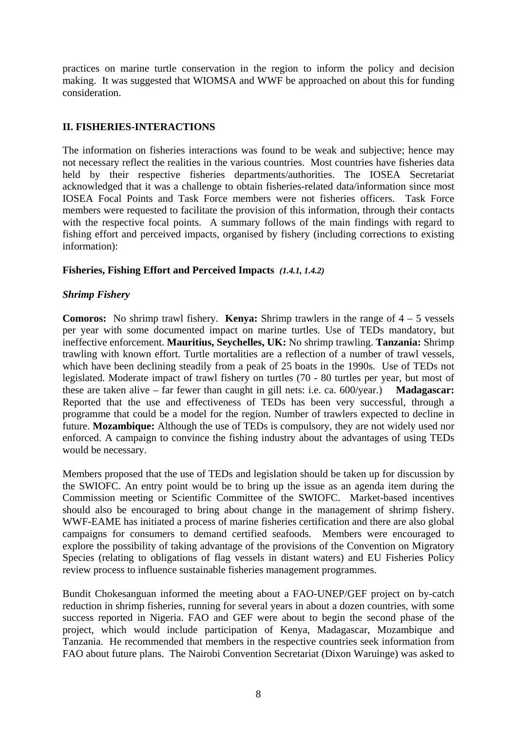practices on marine turtle conservation in the region to inform the policy and decision making. It was suggested that WIOMSA and WWF be approached on about this for funding consideration.

## II. FISHERIES-INTERACTIONS

The information on fisheries interactions was found to be weak and subjective; hence may not necessary reflect the realities in the various countries. Most countries have fisheries data held by their respective fisheries departments/authorities. The IOSEA Secretariat acknowledged that it was a challenge to obtain fisheries-related data/information since most IOSEA Focal Points and Task Force members were not fisheries officers. Task Force members were requested to facilitate the provision of this information, through their contacts with the respective focal points. A summary follows of the main findings with regard to fishing effort and perceived impacts, organised by fishery (including corrections to existing information):

### Fisheries, Fishing Effort and Perceived Impacts *(1.4.1, 1.4.2)*

#### *Shrimp Fishery*

**Comoros:** No shrimp trawl fishery. **Kenya:** Shrimp trawlers in the range of 4 – 5 vessels per year with some documented impact on marine turtles. Use of TEDs mandatory, but ineffective enforcement. **Mauritius, Seychelles, UK:** No shrimp trawling. **Tanzania:** Shrimp trawling with known effort. Turtle mortalities are a reflection of a number of trawl vessels, which have been declining steadily from a peak of 25 boats in the 1990s. Use of TEDs not legislated. Moderate impact of trawl fishery on turtles (70 - 80 turtles per year, but most of these are taken alive – far fewer than caught in gill nets: i.e. ca. 600/year.) **Madagascar:** Reported that the use and effectiveness of TEDs has been very successful, through a programme that could be a model for the region. Number of trawlers expected to decline in future. **Mozambique:** Although the use of TEDs is compulsory, they are not widely used nor enforced. A campaign to convince the fishing industry about the advantages of using TEDs would be necessary.

Members proposed that the use of TEDs and legislation should be taken up for discussion by the SWIOFC. An entry point would be to bring up the issue as an agenda item during the Commission meeting or Scientific Committee of the SWIOFC. Market-based incentives should also be encouraged to bring about change in the management of shrimp fishery. WWF-EAME has initiated a process of marine fisheries certification and there are also global campaigns for consumers to demand certified seafoods. Members were encouraged to explore the possibility of taking advantage of the provisions of the Convention on Migratory Species (relating to obligations of flag vessels in distant waters) and EU Fisheries Policy review process to influence sustainable fisheries management programmes.

Bundit Chokesanguan informed the meeting about a FAO-UNEP/GEF project on by-catch reduction in shrimp fisheries, running for several years in about a dozen countries, with some success reported in Nigeria. FAO and GEF were about to begin the second phase of the project, which would include participation of Kenya, Madagascar, Mozambique and Tanzania. He recommended that members in the respective countries seek information from FAO about future plans. The Nairobi Convention Secretariat (Dixon Waruinge) was asked to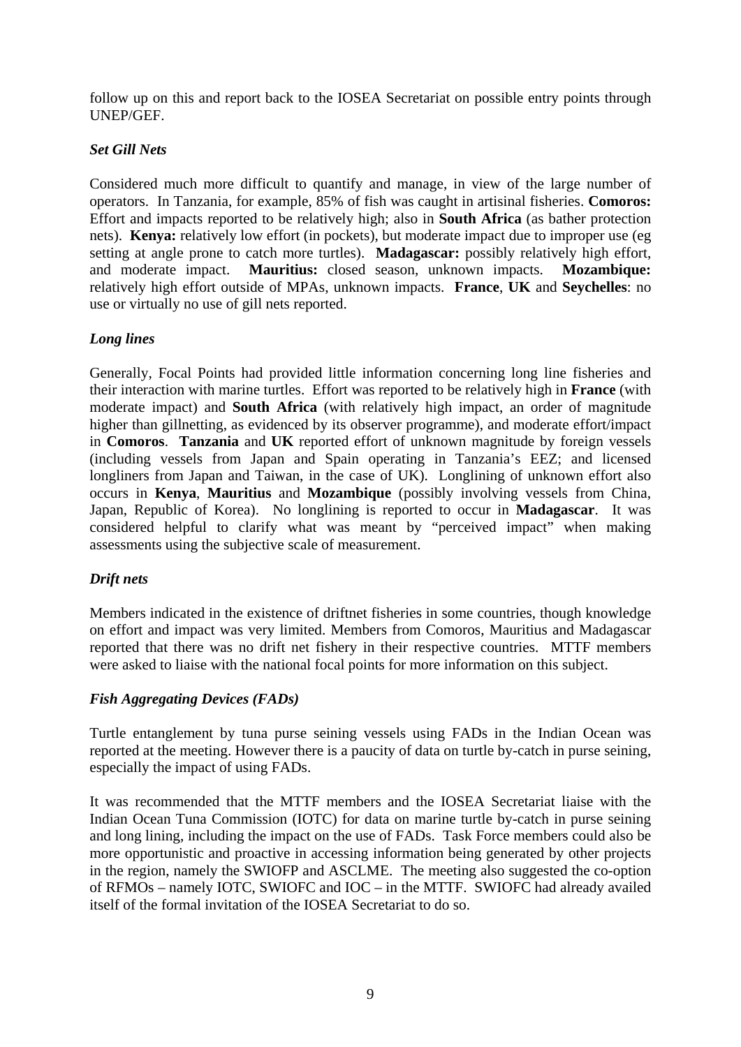follow up on this and report back to the IOSEA Secretariat on possible entry points through UNEP/GEF.

***Set Gill Nets***

Considered much more difficult to quantify and manage, in view of the large number of operators. In Tanzania, for example, 85% of fish was caught in artisinal fisheries. **Comoros:** Effort and impacts reported to be relatively high; also in **South Africa** (as bather protection nets). **Kenya:** relatively low effort (in pockets), but moderate impact due to improper use (eg setting at angle prone to catch more turtles). **Madagascar:** possibly relatively high effort, and moderate impact. **Mauritius:** closed season, unknown impacts. **Mozambique:** relatively high effort outside of MPAs, unknown impacts. **France**, **UK** and **Seychelles**: no use or virtually no use of gill nets reported.

***Long lines***

Generally, Focal Points had provided little information concerning long line fisheries and their interaction with marine turtles. Effort was reported to be relatively high in **France** (with moderate impact) and **South Africa** (with relatively high impact, an order of magnitude higher than gillnetting, as evidenced by its observer programme), and moderate effort/impact in **Comoros**. **Tanzania** and **UK** reported effort of unknown magnitude by foreign vessels (including vessels from Japan and Spain operating in Tanzania's EEZ; and licensed longliners from Japan and Taiwan, in the case of UK). Longlining of unknown effort also occurs in **Kenya**, **Mauritius** and **Mozambique** (possibly involving vessels from China, Japan, Republic of Korea). No longlining is reported to occur in **Madagascar**. It was considered helpful to clarify what was meant by "perceived impact" when making assessments using the subjective scale of measurement.

***Drift nets***

Members indicated in the existence of driftnet fisheries in some countries, though knowledge on effort and impact was very limited. Members from Comoros, Mauritius and Madagascar reported that there was no drift net fishery in their respective countries. MTTF members were asked to liaise with the national focal points for more information on this subject.

***Fish Aggregating Devices (FADs)***

Turtle entanglement by tuna purse seining vessels using FADs in the Indian Ocean was reported at the meeting. However there is a paucity of data on turtle by-catch in purse seining, especially the impact of using FADs.

It was recommended that the MTTF members and the IOSEA Secretariat liaise with the Indian Ocean Tuna Commission (IOTC) for data on marine turtle by-catch in purse seining and long lining, including the impact on the use of FADs. Task Force members could also be more opportunistic and proactive in accessing information being generated by other projects in the region, namely the SWIOFP and ASCLME. The meeting also suggested the co-option of RFMOs – namely IOTC, SWIOFC and IOC – in the MTTF. SWIOFC had already availed itself of the formal invitation of the IOSEA Secretariat to do so.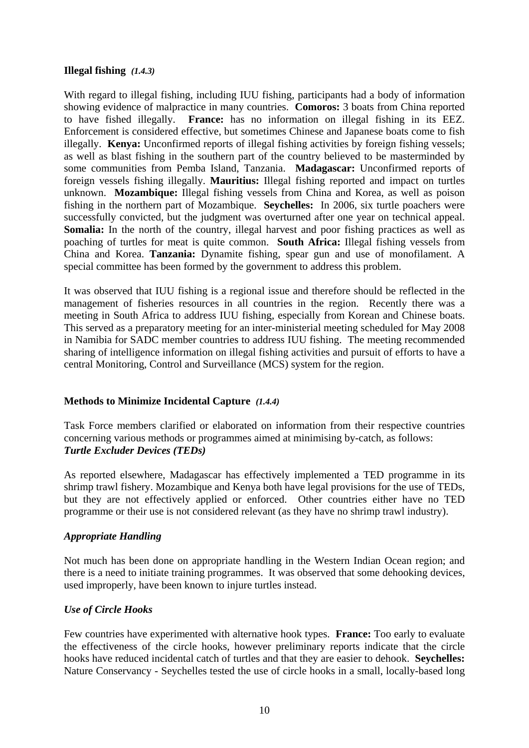**Illegal fishing** ***(1.4.3)***

With regard to illegal fishing, including IUU fishing, participants had a body of information showing evidence of malpractice in many countries. **Comoros:** 3 boats from China reported to have fished illegally. **France:** has no information on illegal fishing in its EEZ. Enforcement is considered effective, but sometimes Chinese and Japanese boats come to fish illegally. **Kenya:** Unconfirmed reports of illegal fishing activities by foreign fishing vessels; as well as blast fishing in the southern part of the country believed to be masterminded by some communities from Pemba Island, Tanzania. **Madagascar:** Unconfirmed reports of foreign vessels fishing illegally. **Mauritius:** Illegal fishing reported and impact on turtles unknown. **Mozambique:** Illegal fishing vessels from China and Korea, as well as poison fishing in the northern part of Mozambique. **Seychelles:** In 2006, six turtle poachers were successfully convicted, but the judgment was overturned after one year on technical appeal. **Somalia:** In the north of the country, illegal harvest and poor fishing practices as well as poaching of turtles for meat is quite common. **South Africa:** Illegal fishing vessels from China and Korea. **Tanzania:** Dynamite fishing, spear gun and use of monofilament. A special committee has been formed by the government to address this problem.

It was observed that IUU fishing is a regional issue and therefore should be reflected in the management of fisheries resources in all countries in the region. Recently there was a meeting in South Africa to address IUU fishing, especially from Korean and Chinese boats. This served as a preparatory meeting for an inter-ministerial meeting scheduled for May 2008 in Namibia for SADC member countries to address IUU fishing. The meeting recommended sharing of intelligence information on illegal fishing activities and pursuit of efforts to have a central Monitoring, Control and Surveillance (MCS) system for the region.

**Methods to Minimize Incidental Capture** ***(1.4.4)***

Task Force members clarified or elaborated on information from their respective countries concerning various methods or programmes aimed at minimising by-catch, as follows:

***Turtle Excluder Devices (TEDs)***

As reported elsewhere, Madagascar has effectively implemented a TED programme in its shrimp trawl fishery. Mozambique and Kenya both have legal provisions for the use of TEDs, but they are not effectively applied or enforced. Other countries either have no TED programme or their use is not considered relevant (as they have no shrimp trawl industry).

***Appropriate Handling***

Not much has been done on appropriate handling in the Western Indian Ocean region; and there is a need to initiate training programmes. It was observed that some dehooking devices, used improperly, have been known to injure turtles instead.

***Use of Circle Hooks***

Few countries have experimented with alternative hook types. **France:** Too early to evaluate the effectiveness of the circle hooks, however preliminary reports indicate that the circle hooks have reduced incidental catch of turtles and that they are easier to dehook. **Seychelles:** Nature Conservancy - Seychelles tested the use of circle hooks in a small, locally-based long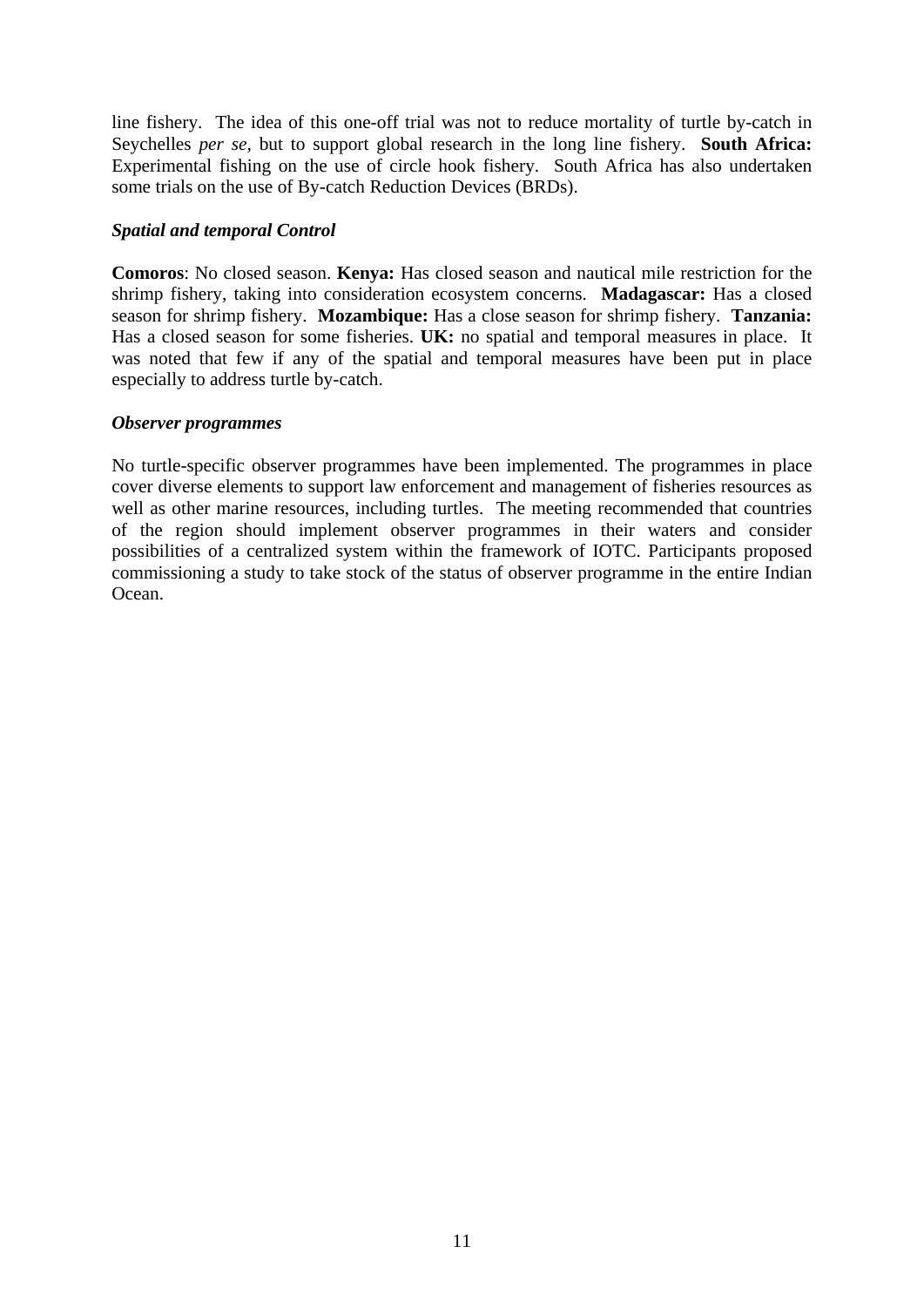line fishery. The idea of this one-off trial was not to reduce mortality of turtle by-catch in Seychelles *per se*, but to support global research in the long line fishery. **South Africa:** Experimental fishing on the use of circle hook fishery. South Africa has also undertaken some trials on the use of By-catch Reduction Devices (BRDs).

***Spatial and temporal Control***

**Comoros**: No closed season. **Kenya:** Has closed season and nautical mile restriction for the shrimp fishery, taking into consideration ecosystem concerns. **Madagascar:** Has a closed season for shrimp fishery. **Mozambique:** Has a close season for shrimp fishery. **Tanzania:** Has a closed season for some fisheries. **UK:** no spatial and temporal measures in place. It was noted that few if any of the spatial and temporal measures have been put in place especially to address turtle by-catch.

***Observer programmes***

No turtle-specific observer programmes have been implemented. The programmes in place cover diverse elements to support law enforcement and management of fisheries resources as well as other marine resources, including turtles. The meeting recommended that countries of the region should implement observer programmes in their waters and consider possibilities of a centralized system within the framework of IOTC. Participants proposed commissioning a study to take stock of the status of observer programme in the entire Indian Ocean.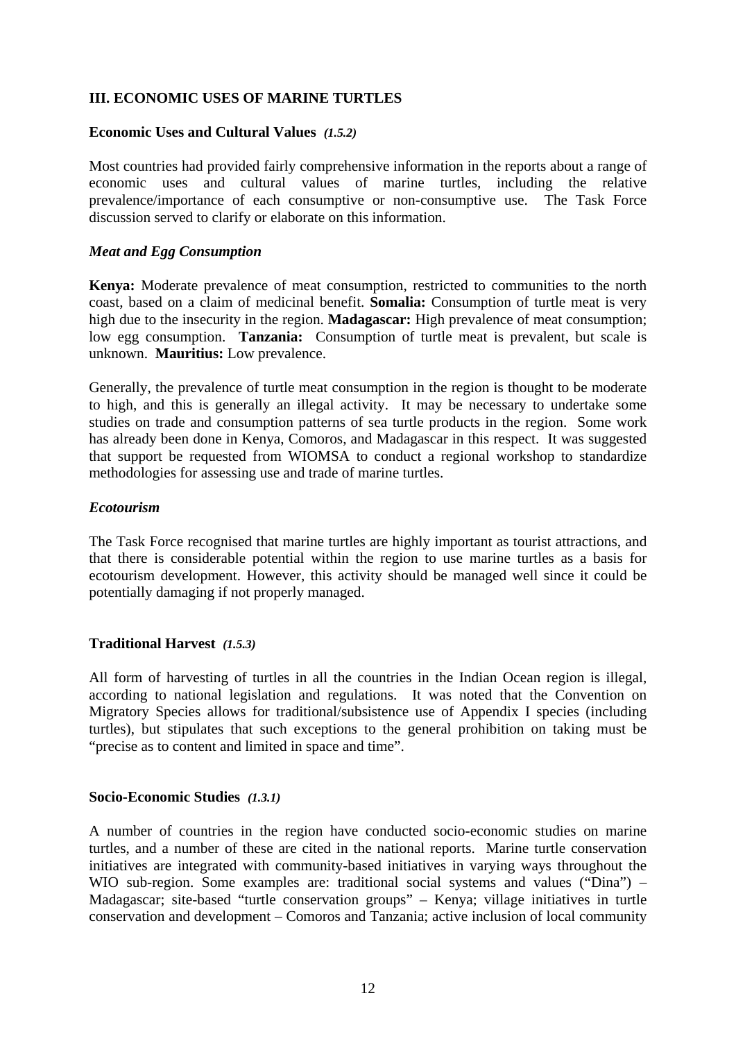## III. ECONOMIC USES OF MARINE TURTLES

### Economic Uses and Cultural Values *(1.5.2)*

Most countries had provided fairly comprehensive information in the reports about a range of economic uses and cultural values of marine turtles, including the relative prevalence/importance of each consumptive or non-consumptive use. The Task Force discussion served to clarify or elaborate on this information.

#### *Meat and Egg Consumption*

**Kenya:** Moderate prevalence of meat consumption, restricted to communities to the north coast, based on a claim of medicinal benefit. **Somalia:** Consumption of turtle meat is very high due to the insecurity in the region. **Madagascar:** High prevalence of meat consumption; low egg consumption. **Tanzania:** Consumption of turtle meat is prevalent, but scale is unknown. **Mauritius:** Low prevalence.

Generally, the prevalence of turtle meat consumption in the region is thought to be moderate to high, and this is generally an illegal activity. It may be necessary to undertake some studies on trade and consumption patterns of sea turtle products in the region. Some work has already been done in Kenya, Comoros, and Madagascar in this respect. It was suggested that support be requested from WIOMSA to conduct a regional workshop to standardize methodologies for assessing use and trade of marine turtles.

#### *Ecotourism*

The Task Force recognised that marine turtles are highly important as tourist attractions, and that there is considerable potential within the region to use marine turtles as a basis for ecotourism development. However, this activity should be managed well since it could be potentially damaging if not properly managed.

### Traditional Harvest *(1.5.3)*

All form of harvesting of turtles in all the countries in the Indian Ocean region is illegal, according to national legislation and regulations. It was noted that the Convention on Migratory Species allows for traditional/subsistence use of Appendix I species (including turtles), but stipulates that such exceptions to the general prohibition on taking must be "precise as to content and limited in space and time".

### Socio-Economic Studies *(1.3.1)*

A number of countries in the region have conducted socio-economic studies on marine turtles, and a number of these are cited in the national reports. Marine turtle conservation initiatives are integrated with community-based initiatives in varying ways throughout the WIO sub-region. Some examples are: traditional social systems and values ("Dina") – Madagascar; site-based "turtle conservation groups" – Kenya; village initiatives in turtle conservation and development – Comoros and Tanzania; active inclusion of local community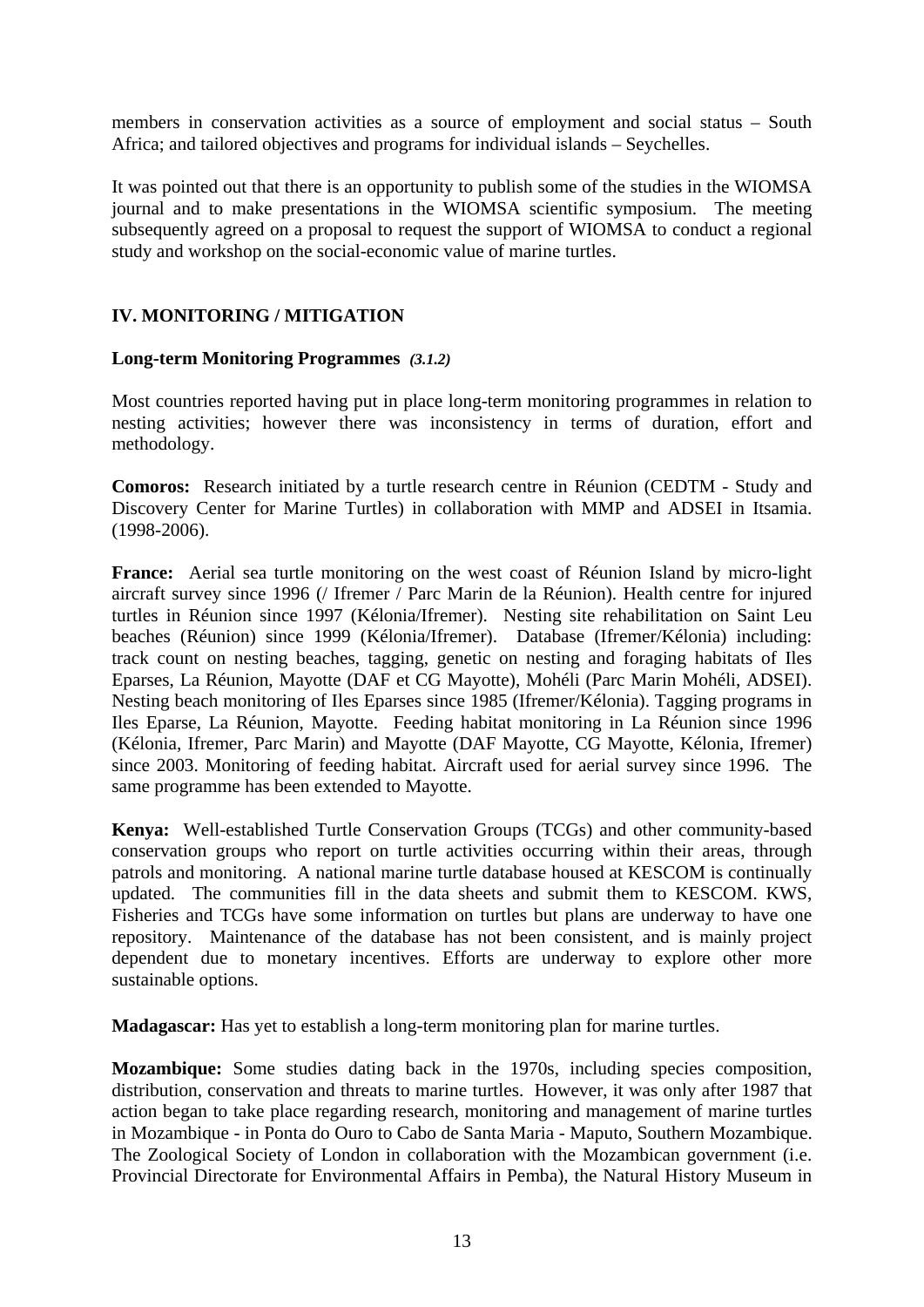members in conservation activities as a source of employment and social status – South Africa; and tailored objectives and programs for individual islands – Seychelles.

It was pointed out that there is an opportunity to publish some of the studies in the WIOMSA journal and to make presentations in the WIOMSA scientific symposium. The meeting subsequently agreed on a proposal to request the support of WIOMSA to conduct a regional study and workshop on the social-economic value of marine turtles.

## IV. MONITORING / MITIGATION

### Long-term Monitoring Programmes *(3.1.2)*

Most countries reported having put in place long-term monitoring programmes in relation to nesting activities; however there was inconsistency in terms of duration, effort and methodology.

**Comoros:** Research initiated by a turtle research centre in Réunion (CEDTM - Study and Discovery Center for Marine Turtles) in collaboration with MMP and ADSEI in Itsamia. (1998-2006).

**France:** Aerial sea turtle monitoring on the west coast of Réunion Island by micro-light aircraft survey since 1996 (/ Ifremer / Parc Marin de la Réunion). Health centre for injured turtles in Réunion since 1997 (Kélonia/Ifremer). Nesting site rehabilitation on Saint Leu beaches (Réunion) since 1999 (Kélonia/Ifremer). Database (Ifremer/Kélonia) including: track count on nesting beaches, tagging, genetic on nesting and foraging habitats of Iles Eparses, La Réunion, Mayotte (DAF et CG Mayotte), Mohéli (Parc Marin Mohéli, ADSEI). Nesting beach monitoring of Iles Eparses since 1985 (Ifremer/Kélonia). Tagging programs in Iles Eparse, La Réunion, Mayotte. Feeding habitat monitoring in La Réunion since 1996 (Kélonia, Ifremer, Parc Marin) and Mayotte (DAF Mayotte, CG Mayotte, Kélonia, Ifremer) since 2003. Monitoring of feeding habitat. Aircraft used for aerial survey since 1996. The same programme has been extended to Mayotte.

**Kenya:** Well-established Turtle Conservation Groups (TCGs) and other community-based conservation groups who report on turtle activities occurring within their areas, through patrols and monitoring. A national marine turtle database housed at KESCOM is continually updated. The communities fill in the data sheets and submit them to KESCOM. KWS, Fisheries and TCGs have some information on turtles but plans are underway to have one repository. Maintenance of the database has not been consistent, and is mainly project dependent due to monetary incentives. Efforts are underway to explore other more sustainable options.

**Madagascar:** Has yet to establish a long-term monitoring plan for marine turtles.

**Mozambique:** Some studies dating back in the 1970s, including species composition, distribution, conservation and threats to marine turtles. However, it was only after 1987 that action began to take place regarding research, monitoring and management of marine turtles in Mozambique - in Ponta do Ouro to Cabo de Santa Maria - Maputo, Southern Mozambique. The Zoological Society of London in collaboration with the Mozambican government (i.e. Provincial Directorate for Environmental Affairs in Pemba), the Natural History Museum in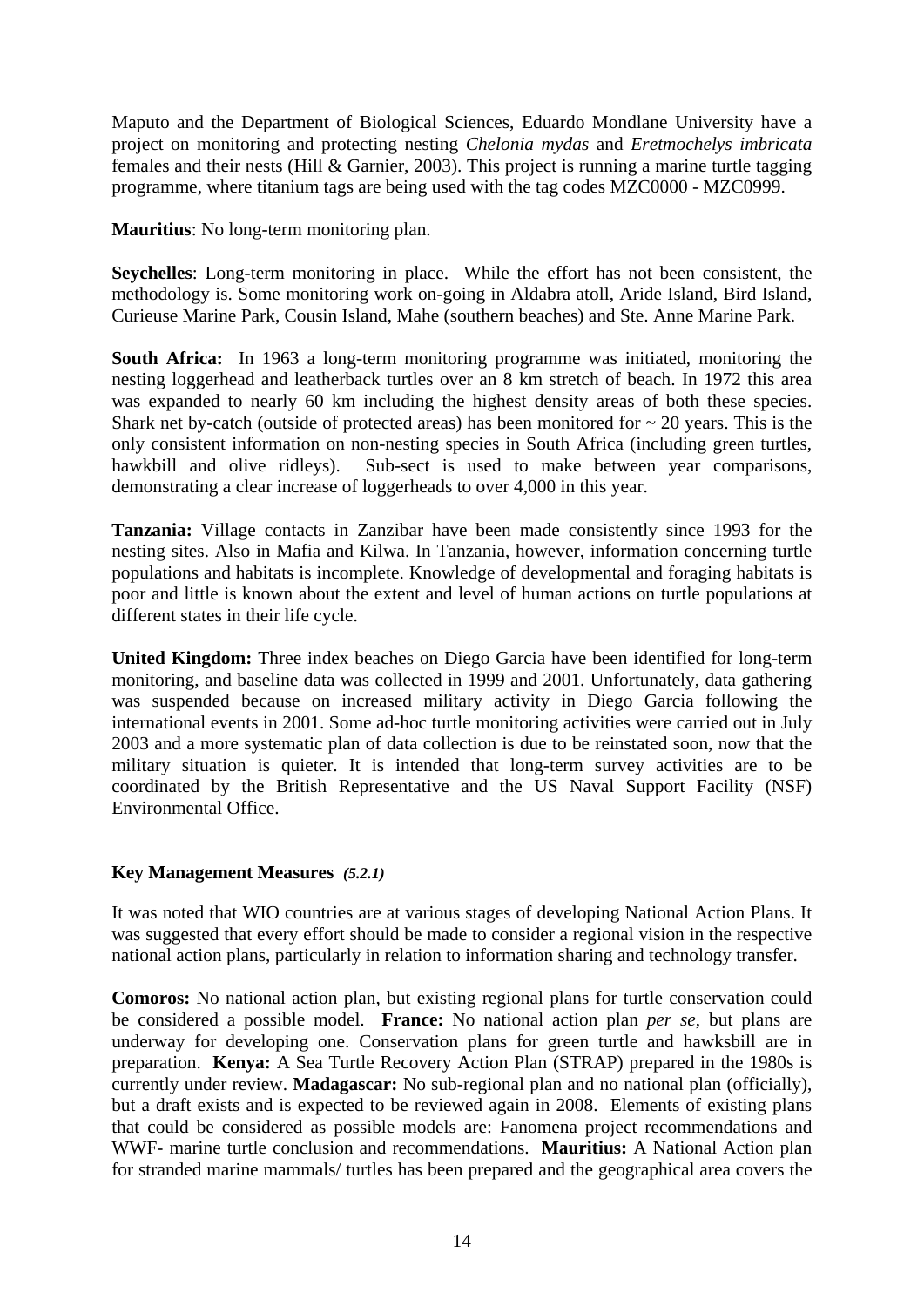Maputo and the Department of Biological Sciences, Eduardo Mondlane University have a project on monitoring and protecting nesting *Chelonia mydas* and *Eretmochelys imbricata* females and their nests (Hill & Garnier, 2003). This project is running a marine turtle tagging programme, where titanium tags are being used with the tag codes MZC0000 - MZC0999.

**Mauritius**: No long-term monitoring plan.

**Seychelles**: Long-term monitoring in place. While the effort has not been consistent, the methodology is. Some monitoring work on-going in Aldabra atoll, Aride Island, Bird Island, Curieuse Marine Park, Cousin Island, Mahe (southern beaches) and Ste. Anne Marine Park.

**South Africa:** In 1963 a long-term monitoring programme was initiated, monitoring the nesting loggerhead and leatherback turtles over an 8 km stretch of beach. In 1972 this area was expanded to nearly 60 km including the highest density areas of both these species. Shark net by-catch (outside of protected areas) has been monitored for ~ 20 years. This is the only consistent information on non-nesting species in South Africa (including green turtles, hawkbill and olive ridleys). Sub-sect is used to make between year comparisons, demonstrating a clear increase of loggerheads to over 4,000 in this year.

**Tanzania:** Village contacts in Zanzibar have been made consistently since 1993 for the nesting sites. Also in Mafia and Kilwa. In Tanzania, however, information concerning turtle populations and habitats is incomplete. Knowledge of developmental and foraging habitats is poor and little is known about the extent and level of human actions on turtle populations at different states in their life cycle.

**United Kingdom:** Three index beaches on Diego Garcia have been identified for long-term monitoring, and baseline data was collected in 1999 and 2001. Unfortunately, data gathering was suspended because on increased military activity in Diego Garcia following the international events in 2001. Some ad-hoc turtle monitoring activities were carried out in July 2003 and a more systematic plan of data collection is due to be reinstated soon, now that the military situation is quieter. It is intended that long-term survey activities are to be coordinated by the British Representative and the US Naval Support Facility (NSF) Environmental Office.

### Key Management Measures *(5.2.1)*

It was noted that WIO countries are at various stages of developing National Action Plans. It was suggested that every effort should be made to consider a regional vision in the respective national action plans, particularly in relation to information sharing and technology transfer.

**Comoros:** No national action plan, but existing regional plans for turtle conservation could be considered a possible model. **France:** No national action plan *per se*, but plans are underway for developing one. Conservation plans for green turtle and hawksbill are in preparation. **Kenya:** A Sea Turtle Recovery Action Plan (STRAP) prepared in the 1980s is currently under review. **Madagascar:** No sub-regional plan and no national plan (officially), but a draft exists and is expected to be reviewed again in 2008. Elements of existing plans that could be considered as possible models are: Fanomena project recommendations and WWF- marine turtle conclusion and recommendations. **Mauritius:** A National Action plan for stranded marine mammals/ turtles has been prepared and the geographical area covers the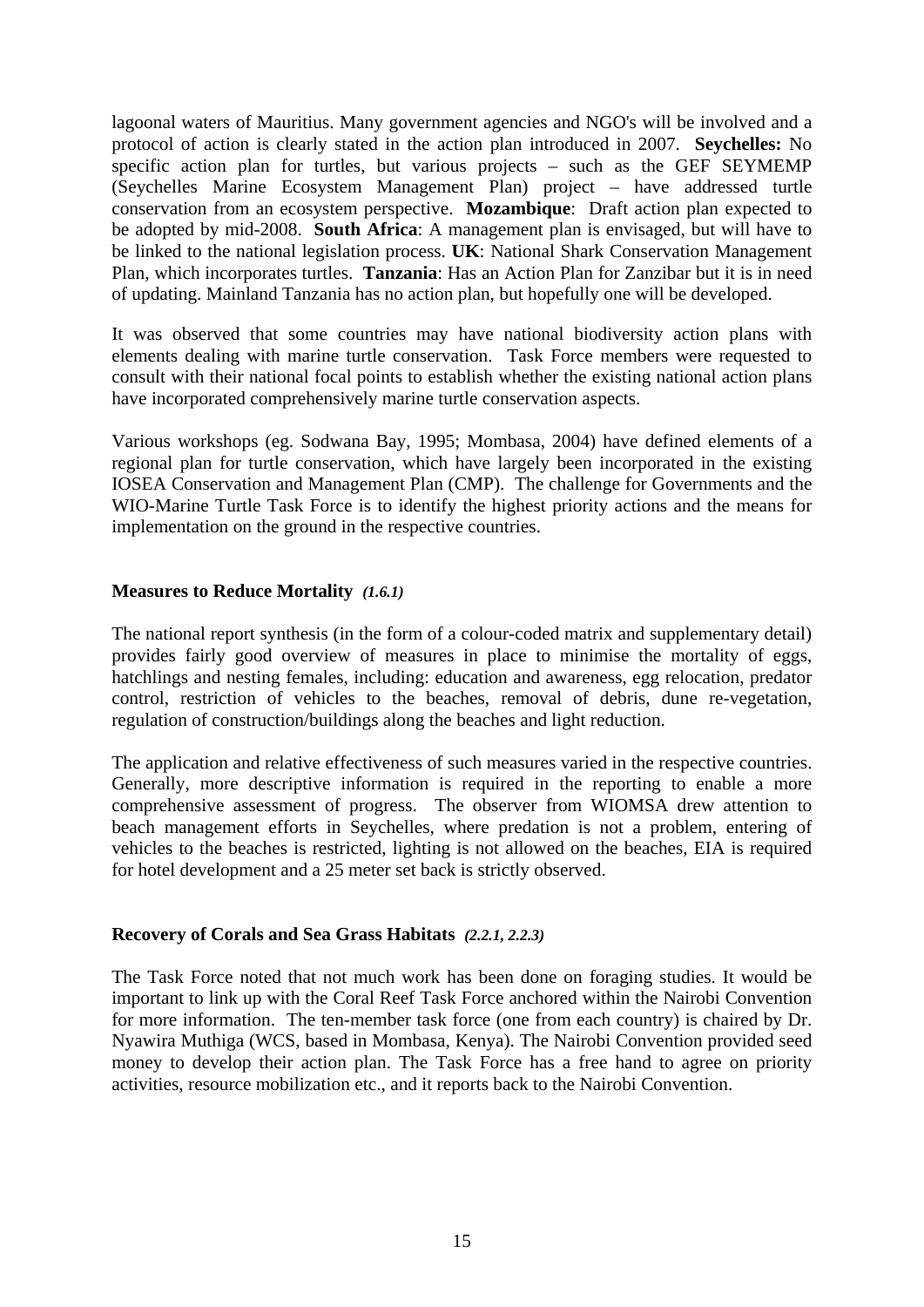lagoonal waters of Mauritius. Many government agencies and NGO's will be involved and a protocol of action is clearly stated in the action plan introduced in 2007. **Seychelles:** No specific action plan for turtles, but various projects – such as the GEF SEYMEMP (Seychelles Marine Ecosystem Management Plan) project – have addressed turtle conservation from an ecosystem perspective. **Mozambique**: Draft action plan expected to be adopted by mid-2008. **South Africa**: A management plan is envisaged, but will have to be linked to the national legislation process. **UK**: National Shark Conservation Management Plan, which incorporates turtles. **Tanzania**: Has an Action Plan for Zanzibar but it is in need of updating. Mainland Tanzania has no action plan, but hopefully one will be developed.

It was observed that some countries may have national biodiversity action plans with elements dealing with marine turtle conservation. Task Force members were requested to consult with their national focal points to establish whether the existing national action plans have incorporated comprehensively marine turtle conservation aspects.

Various workshops (eg. Sodwana Bay, 1995; Mombasa, 2004) have defined elements of a regional plan for turtle conservation, which have largely been incorporated in the existing IOSEA Conservation and Management Plan (CMP). The challenge for Governments and the WIO-Marine Turtle Task Force is to identify the highest priority actions and the means for implementation on the ground in the respective countries.

### Measures to Reduce Mortality *(1.6.1)*

The national report synthesis (in the form of a colour-coded matrix and supplementary detail) provides fairly good overview of measures in place to minimise the mortality of eggs, hatchlings and nesting females, including: education and awareness, egg relocation, predator control, restriction of vehicles to the beaches, removal of debris, dune re-vegetation, regulation of construction/buildings along the beaches and light reduction.

The application and relative effectiveness of such measures varied in the respective countries. Generally, more descriptive information is required in the reporting to enable a more comprehensive assessment of progress. The observer from WIOMSA drew attention to beach management efforts in Seychelles, where predation is not a problem, entering of vehicles to the beaches is restricted, lighting is not allowed on the beaches, EIA is required for hotel development and a 25 meter set back is strictly observed.

### Recovery of Corals and Sea Grass Habitats *(2.2.1, 2.2.3)*

The Task Force noted that not much work has been done on foraging studies. It would be important to link up with the Coral Reef Task Force anchored within the Nairobi Convention for more information. The ten-member task force (one from each country) is chaired by Dr. Nyawira Muthiga (WCS, based in Mombasa, Kenya). The Nairobi Convention provided seed money to develop their action plan. The Task Force has a free hand to agree on priority activities, resource mobilization etc., and it reports back to the Nairobi Convention.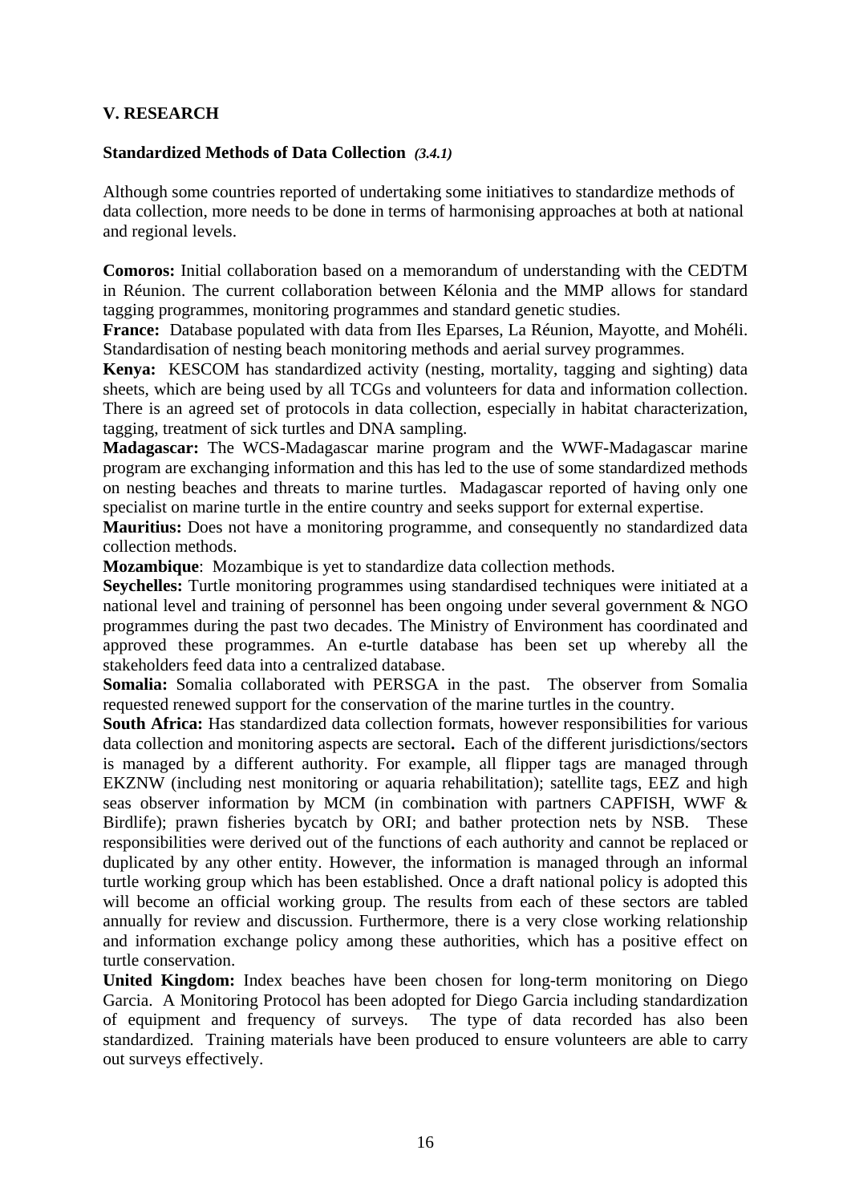## V. RESEARCH

**Standardized Methods of Data Collection** ***(3.4.1)***

Although some countries reported of undertaking some initiatives to standardize methods of data collection, more needs to be done in terms of harmonising approaches at both at national and regional levels.

**Comoros:** Initial collaboration based on a memorandum of understanding with the CEDTM in Réunion. The current collaboration between Kélonia and the MMP allows for standard tagging programmes, monitoring programmes and standard genetic studies.

**France:** Database populated with data from Iles Eparses, La Réunion, Mayotte, and Mohéli. Standardisation of nesting beach monitoring methods and aerial survey programmes.

**Kenya:** KESCOM has standardized activity (nesting, mortality, tagging and sighting) data sheets, which are being used by all TCGs and volunteers for data and information collection. There is an agreed set of protocols in data collection, especially in habitat characterization, tagging, treatment of sick turtles and DNA sampling.

**Madagascar:** The WCS-Madagascar marine program and the WWF-Madagascar marine program are exchanging information and this has led to the use of some standardized methods on nesting beaches and threats to marine turtles. Madagascar reported of having only one specialist on marine turtle in the entire country and seeks support for external expertise.

**Mauritius:** Does not have a monitoring programme, and consequently no standardized data collection methods.

**Mozambique**: Mozambique is yet to standardize data collection methods.

**Seychelles:** Turtle monitoring programmes using standardised techniques were initiated at a national level and training of personnel has been ongoing under several government & NGO programmes during the past two decades. The Ministry of Environment has coordinated and approved these programmes. An e-turtle database has been set up whereby all the stakeholders feed data into a centralized database.

**Somalia:** Somalia collaborated with PERSGA in the past. The observer from Somalia requested renewed support for the conservation of the marine turtles in the country.

**South Africa:** Has standardized data collection formats, however responsibilities for various data collection and monitoring aspects are sectoral**.** Each of the different jurisdictions/sectors is managed by a different authority. For example, all flipper tags are managed through EKZNW (including nest monitoring or aquaria rehabilitation); satellite tags, EEZ and high seas observer information by MCM (in combination with partners CAPFISH, WWF & Birdlife); prawn fisheries bycatch by ORI; and bather protection nets by NSB. These responsibilities were derived out of the functions of each authority and cannot be replaced or duplicated by any other entity. However, the information is managed through an informal turtle working group which has been established. Once a draft national policy is adopted this will become an official working group. The results from each of these sectors are tabled annually for review and discussion. Furthermore, there is a very close working relationship and information exchange policy among these authorities, which has a positive effect on turtle conservation.

**United Kingdom:** Index beaches have been chosen for long-term monitoring on Diego Garcia. A Monitoring Protocol has been adopted for Diego Garcia including standardization of equipment and frequency of surveys. The type of data recorded has also been standardized. Training materials have been produced to ensure volunteers are able to carry out surveys effectively.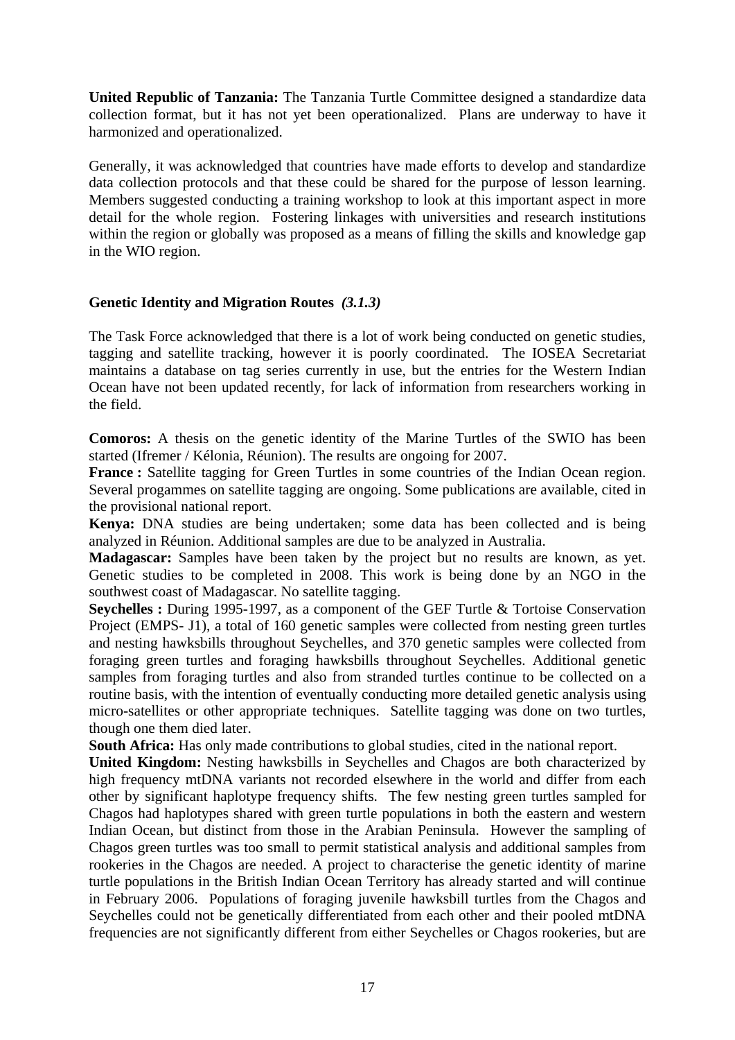**United Republic of Tanzania:** The Tanzania Turtle Committee designed a standardize data collection format, but it has not yet been operationalized. Plans are underway to have it harmonized and operationalized.

Generally, it was acknowledged that countries have made efforts to develop and standardize data collection protocols and that these could be shared for the purpose of lesson learning. Members suggested conducting a training workshop to look at this important aspect in more detail for the whole region. Fostering linkages with universities and research institutions within the region or globally was proposed as a means of filling the skills and knowledge gap in the WIO region.

**Genetic Identity and Migration Routes** ***(3.1.3)***

The Task Force acknowledged that there is a lot of work being conducted on genetic studies, tagging and satellite tracking, however it is poorly coordinated. The IOSEA Secretariat maintains a database on tag series currently in use, but the entries for the Western Indian Ocean have not been updated recently, for lack of information from researchers working in the field.

**Comoros:** A thesis on the genetic identity of the Marine Turtles of the SWIO has been started (Ifremer / Kélonia, Réunion). The results are ongoing for 2007.

**France :** Satellite tagging for Green Turtles in some countries of the Indian Ocean region. Several progammes on satellite tagging are ongoing. Some publications are available, cited in the provisional national report.

**Kenya:** DNA studies are being undertaken; some data has been collected and is being analyzed in Réunion. Additional samples are due to be analyzed in Australia.

**Madagascar:** Samples have been taken by the project but no results are known, as yet. Genetic studies to be completed in 2008. This work is being done by an NGO in the southwest coast of Madagascar. No satellite tagging.

**Seychelles :** During 1995-1997, as a component of the GEF Turtle & Tortoise Conservation Project (EMPS- J1), a total of 160 genetic samples were collected from nesting green turtles and nesting hawksbills throughout Seychelles, and 370 genetic samples were collected from foraging green turtles and foraging hawksbills throughout Seychelles. Additional genetic samples from foraging turtles and also from stranded turtles continue to be collected on a routine basis, with the intention of eventually conducting more detailed genetic analysis using micro-satellites or other appropriate techniques. Satellite tagging was done on two turtles, though one them died later.

**South Africa:** Has only made contributions to global studies, cited in the national report.

**United Kingdom:** Nesting hawksbills in Seychelles and Chagos are both characterized by high frequency mtDNA variants not recorded elsewhere in the world and differ from each other by significant haplotype frequency shifts. The few nesting green turtles sampled for Chagos had haplotypes shared with green turtle populations in both the eastern and western Indian Ocean, but distinct from those in the Arabian Peninsula. However the sampling of Chagos green turtles was too small to permit statistical analysis and additional samples from rookeries in the Chagos are needed. A project to characterise the genetic identity of marine turtle populations in the British Indian Ocean Territory has already started and will continue in February 2006. Populations of foraging juvenile hawksbill turtles from the Chagos and Seychelles could not be genetically differentiated from each other and their pooled mtDNA frequencies are not significantly different from either Seychelles or Chagos rookeries, but are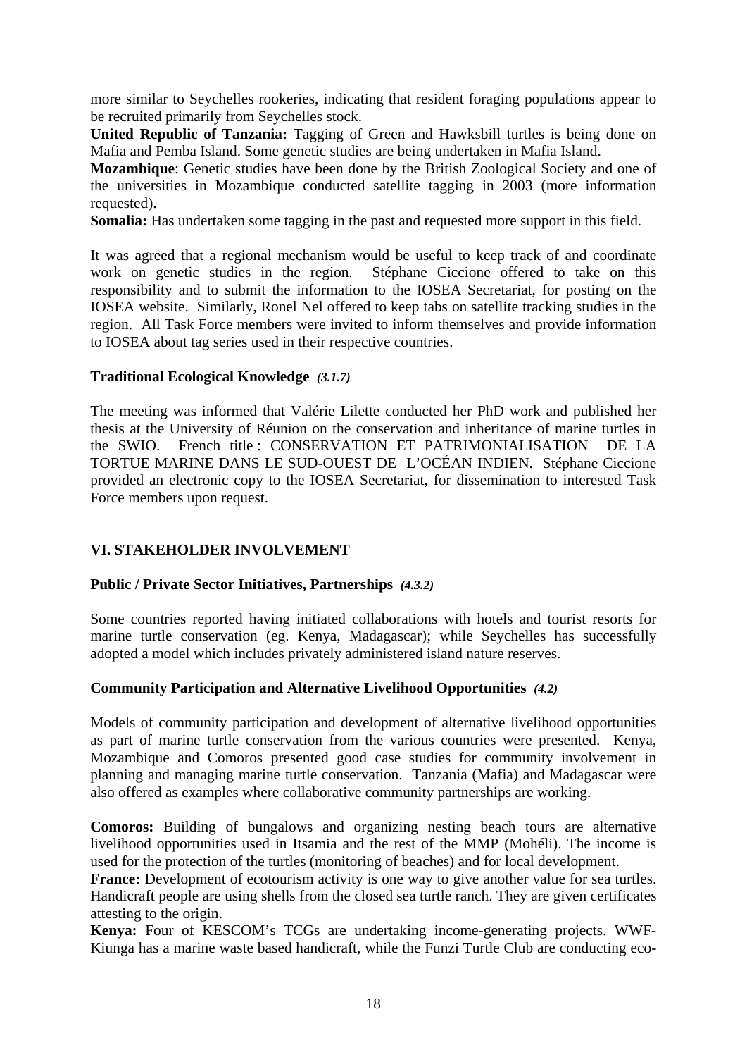more similar to Seychelles rookeries, indicating that resident foraging populations appear to be recruited primarily from Seychelles stock.

**United Republic of Tanzania:** Tagging of Green and Hawksbill turtles is being done on Mafia and Pemba Island. Some genetic studies are being undertaken in Mafia Island.

**Mozambique**: Genetic studies have been done by the British Zoological Society and one of the universities in Mozambique conducted satellite tagging in 2003 (more information requested).

**Somalia:** Has undertaken some tagging in the past and requested more support in this field.

It was agreed that a regional mechanism would be useful to keep track of and coordinate work on genetic studies in the region. Stéphane Ciccione offered to take on this responsibility and to submit the information to the IOSEA Secretariat, for posting on the IOSEA website. Similarly, Ronel Nel offered to keep tabs on satellite tracking studies in the region. All Task Force members were invited to inform themselves and provide information to IOSEA about tag series used in their respective countries.

### Traditional Ecological Knowledge *(3.1.7)*

The meeting was informed that Valérie Lilette conducted her PhD work and published her thesis at the University of Réunion on the conservation and inheritance of marine turtles in the SWIO. French title : CONSERVATION ET PATRIMONIALISATION DE LA TORTUE MARINE DANS LE SUD-OUEST DE L'OCÉAN INDIEN. Stéphane Ciccione provided an electronic copy to the IOSEA Secretariat, for dissemination to interested Task Force members upon request.

## VI. STAKEHOLDER INVOLVEMENT

### Public / Private Sector Initiatives, Partnerships *(4.3.2)*

Some countries reported having initiated collaborations with hotels and tourist resorts for marine turtle conservation (eg. Kenya, Madagascar); while Seychelles has successfully adopted a model which includes privately administered island nature reserves.

### Community Participation and Alternative Livelihood Opportunities *(4.2)*

Models of community participation and development of alternative livelihood opportunities as part of marine turtle conservation from the various countries were presented. Kenya, Mozambique and Comoros presented good case studies for community involvement in planning and managing marine turtle conservation. Tanzania (Mafia) and Madagascar were also offered as examples where collaborative community partnerships are working.

**Comoros:** Building of bungalows and organizing nesting beach tours are alternative livelihood opportunities used in Itsamia and the rest of the MMP (Mohéli). The income is used for the protection of the turtles (monitoring of beaches) and for local development.

**France:** Development of ecotourism activity is one way to give another value for sea turtles. Handicraft people are using shells from the closed sea turtle ranch. They are given certificates attesting to the origin.

**Kenya:** Four of KESCOM's TCGs are undertaking income-generating projects. WWF-Kiunga has a marine waste based handicraft, while the Funzi Turtle Club are conducting eco-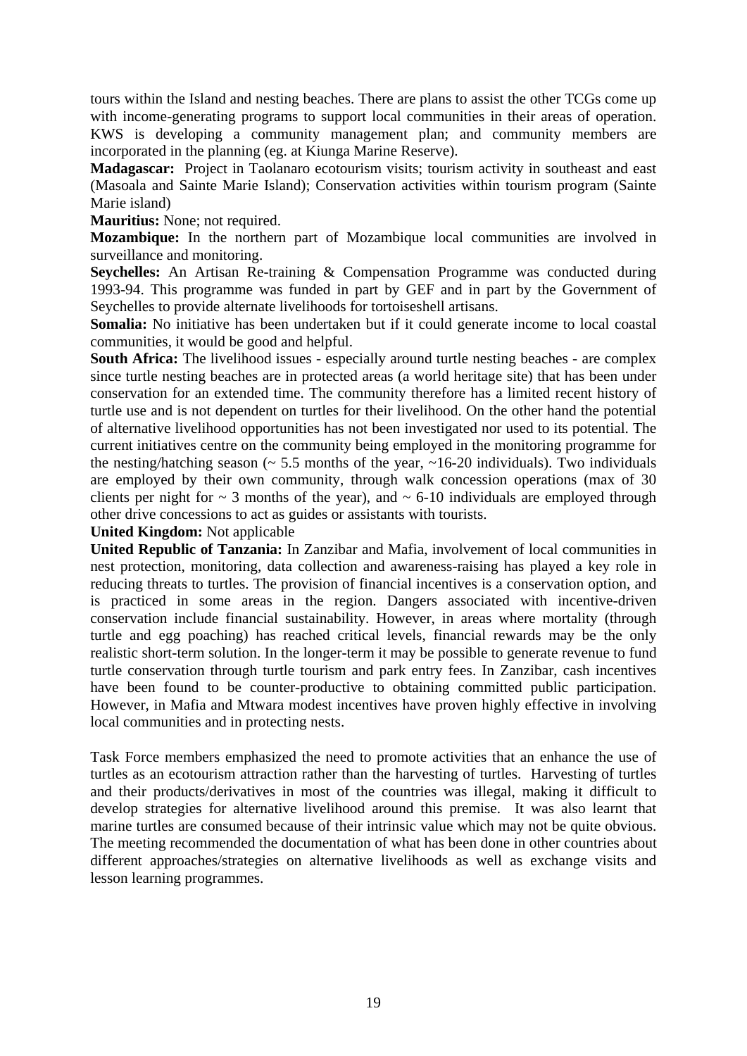tours within the Island and nesting beaches. There are plans to assist the other TCGs come up with income-generating programs to support local communities in their areas of operation. KWS is developing a community management plan; and community members are incorporated in the planning (eg. at Kiunga Marine Reserve).

**Madagascar:** Project in Taolanaro ecotourism visits; tourism activity in southeast and east (Masoala and Sainte Marie Island); Conservation activities within tourism program (Sainte Marie island)

**Mauritius:** None; not required.

**Mozambique:** In the northern part of Mozambique local communities are involved in surveillance and monitoring.

**Seychelles:** An Artisan Re-training & Compensation Programme was conducted during 1993-94. This programme was funded in part by GEF and in part by the Government of Seychelles to provide alternate livelihoods for tortoiseshell artisans.

**Somalia:** No initiative has been undertaken but if it could generate income to local coastal communities, it would be good and helpful.

**South Africa:** The livelihood issues - especially around turtle nesting beaches - are complex since turtle nesting beaches are in protected areas (a world heritage site) that has been under conservation for an extended time. The community therefore has a limited recent history of turtle use and is not dependent on turtles for their livelihood. On the other hand the potential of alternative livelihood opportunities has not been investigated nor used to its potential. The current initiatives centre on the community being employed in the monitoring programme for the nesting/hatching season (~ 5.5 months of the year, ~16-20 individuals). Two individuals are employed by their own community, through walk concession operations (max of 30 clients per night for ~ 3 months of the year), and ~ 6-10 individuals are employed through other drive concessions to act as guides or assistants with tourists.

**United Kingdom:** Not applicable

**United Republic of Tanzania:** In Zanzibar and Mafia, involvement of local communities in nest protection, monitoring, data collection and awareness-raising has played a key role in reducing threats to turtles. The provision of financial incentives is a conservation option, and is practiced in some areas in the region. Dangers associated with incentive-driven conservation include financial sustainability. However, in areas where mortality (through turtle and egg poaching) has reached critical levels, financial rewards may be the only realistic short-term solution. In the longer-term it may be possible to generate revenue to fund turtle conservation through turtle tourism and park entry fees. In Zanzibar, cash incentives have been found to be counter-productive to obtaining committed public participation. However, in Mafia and Mtwara modest incentives have proven highly effective in involving local communities and in protecting nests.

Task Force members emphasized the need to promote activities that an enhance the use of turtles as an ecotourism attraction rather than the harvesting of turtles. Harvesting of turtles and their products/derivatives in most of the countries was illegal, making it difficult to develop strategies for alternative livelihood around this premise. It was also learnt that marine turtles are consumed because of their intrinsic value which may not be quite obvious. The meeting recommended the documentation of what has been done in other countries about different approaches/strategies on alternative livelihoods as well as exchange visits and lesson learning programmes.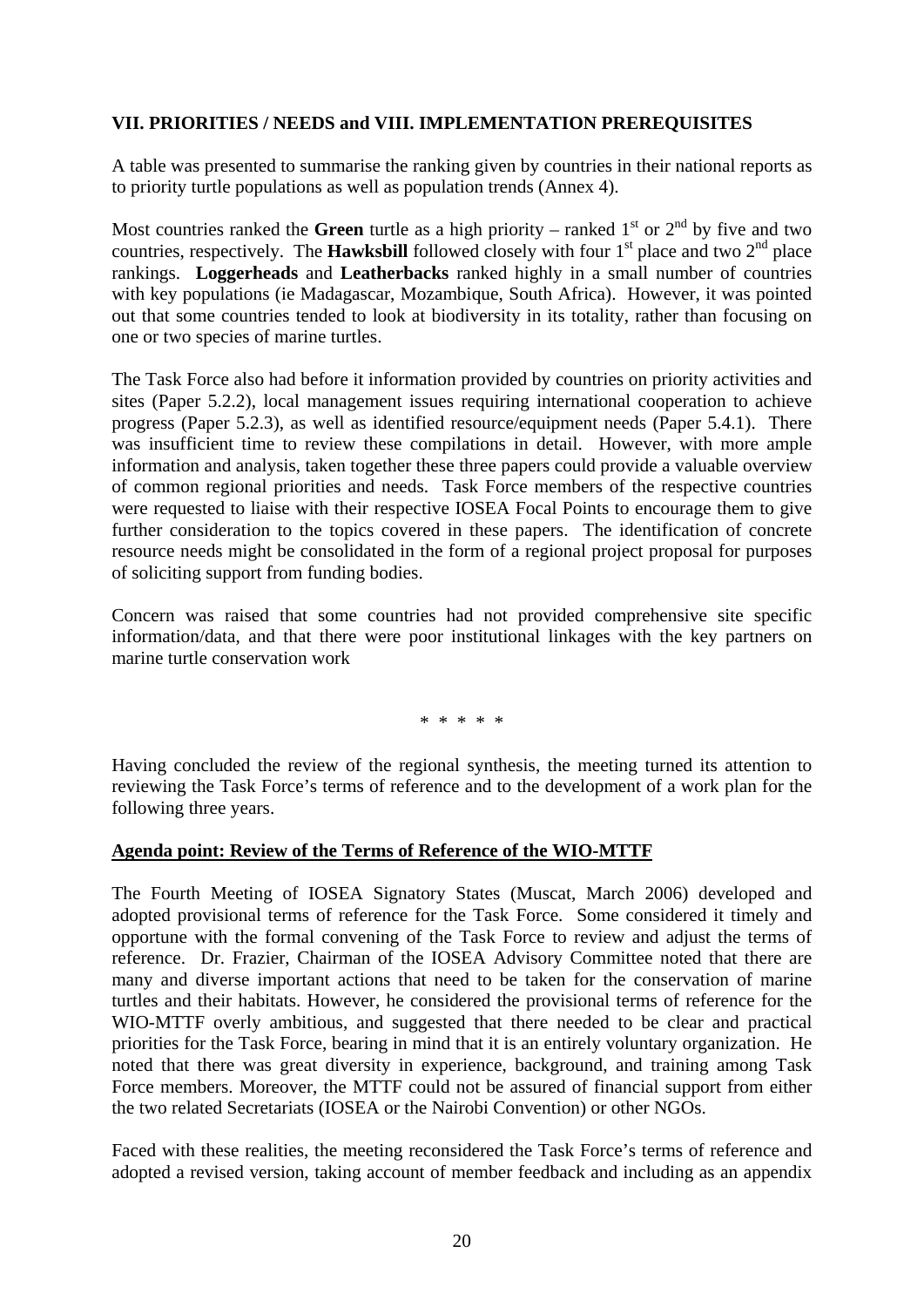**VII. PRIORITIES / NEEDS and VIII. IMPLEMENTATION PREREQUISITES**

A table was presented to summarise the ranking given by countries in their national reports as to priority turtle populations as well as population trends (Annex 4).

Most countries ranked the **Green** turtle as a high priority – ranked 1st or 2nd by five and two countries, respectively. The **Hawksbill** followed closely with four 1st place and two 2nd place rankings. **Loggerheads** and **Leatherbacks** ranked highly in a small number of countries with key populations (ie Madagascar, Mozambique, South Africa). However, it was pointed out that some countries tended to look at biodiversity in its totality, rather than focusing on one or two species of marine turtles.

The Task Force also had before it information provided by countries on priority activities and sites (Paper 5.2.2), local management issues requiring international cooperation to achieve progress (Paper 5.2.3), as well as identified resource/equipment needs (Paper 5.4.1). There was insufficient time to review these compilations in detail. However, with more ample information and analysis, taken together these three papers could provide a valuable overview of common regional priorities and needs. Task Force members of the respective countries were requested to liaise with their respective IOSEA Focal Points to encourage them to give further consideration to the topics covered in these papers. The identification of concrete resource needs might be consolidated in the form of a regional project proposal for purposes of soliciting support from funding bodies.

Concern was raised that some countries had not provided comprehensive site specific information/data, and that there were poor institutional linkages with the key partners on marine turtle conservation work

\* \* \* \* \*

Having concluded the review of the regional synthesis, the meeting turned its attention to reviewing the Task Force's terms of reference and to the development of a work plan for the following three years.

**Agenda point: Review of the Terms of Reference of the WIO-MTTF**

The Fourth Meeting of IOSEA Signatory States (Muscat, March 2006) developed and adopted provisional terms of reference for the Task Force. Some considered it timely and opportune with the formal convening of the Task Force to review and adjust the terms of reference. Dr. Frazier, Chairman of the IOSEA Advisory Committee noted that there are many and diverse important actions that need to be taken for the conservation of marine turtles and their habitats. However, he considered the provisional terms of reference for the WIO-MTTF overly ambitious, and suggested that there needed to be clear and practical priorities for the Task Force, bearing in mind that it is an entirely voluntary organization. He noted that there was great diversity in experience, background, and training among Task Force members. Moreover, the MTTF could not be assured of financial support from either the two related Secretariats (IOSEA or the Nairobi Convention) or other NGOs.

Faced with these realities, the meeting reconsidered the Task Force's terms of reference and adopted a revised version, taking account of member feedback and including as an appendix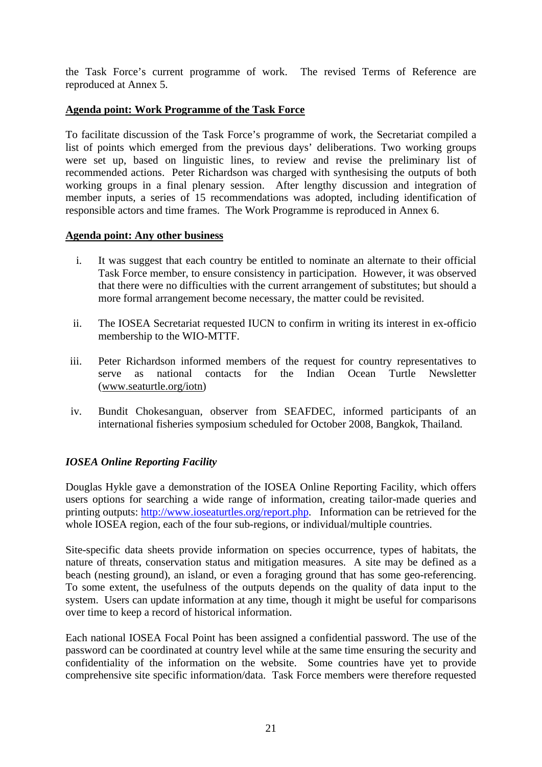the Task Force's current programme of work. The revised Terms of Reference are reproduced at Annex 5.

**Agenda point: Work Programme of the Task Force**

To facilitate discussion of the Task Force's programme of work, the Secretariat compiled a list of points which emerged from the previous days' deliberations. Two working groups were set up, based on linguistic lines, to review and revise the preliminary list of recommended actions. Peter Richardson was charged with synthesising the outputs of both working groups in a final plenary session. After lengthy discussion and integration of member inputs, a series of 15 recommendations was adopted, including identification of responsible actors and time frames. The Work Programme is reproduced in Annex 6.

**Agenda point: Any other business**

i. It was suggest that each country be entitled to nominate an alternate to their official Task Force member, to ensure consistency in participation. However, it was observed that there were no difficulties with the current arrangement of substitutes; but should a more formal arrangement become necessary, the matter could be revisited.

ii. The IOSEA Secretariat requested IUCN to confirm in writing its interest in ex-officio membership to the WIO-MTTF.

iii. Peter Richardson informed members of the request for country representatives to serve as national contacts for the Indian Ocean Turtle Newsletter (www.seaturtle.org/iotn)

iv. Bundit Chokesanguan, observer from SEAFDEC, informed participants of an international fisheries symposium scheduled for October 2008, Bangkok, Thailand.

***IOSEA Online Reporting Facility***

Douglas Hykle gave a demonstration of the IOSEA Online Reporting Facility, which offers users options for searching a wide range of information, creating tailor-made queries and printing outputs: http://www.ioseaturtles.org/report.php. Information can be retrieved for the whole IOSEA region, each of the four sub-regions, or individual/multiple countries.

Site-specific data sheets provide information on species occurrence, types of habitats, the nature of threats, conservation status and mitigation measures. A site may be defined as a beach (nesting ground), an island, or even a foraging ground that has some geo-referencing. To some extent, the usefulness of the outputs depends on the quality of data input to the system. Users can update information at any time, though it might be useful for comparisons over time to keep a record of historical information.

Each national IOSEA Focal Point has been assigned a confidential password. The use of the password can be coordinated at country level while at the same time ensuring the security and confidentiality of the information on the website. Some countries have yet to provide comprehensive site specific information/data. Task Force members were therefore requested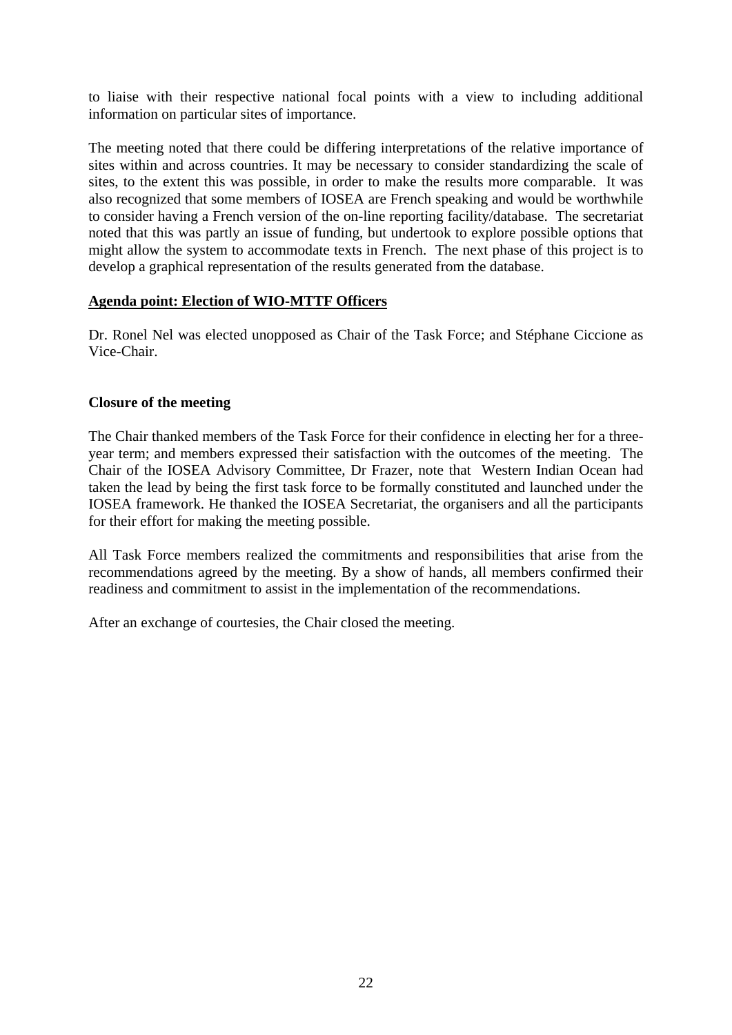to liaise with their respective national focal points with a view to including additional information on particular sites of importance.

The meeting noted that there could be differing interpretations of the relative importance of sites within and across countries. It may be necessary to consider standardizing the scale of sites, to the extent this was possible, in order to make the results more comparable. It was also recognized that some members of IOSEA are French speaking and would be worthwhile to consider having a French version of the on-line reporting facility/database. The secretariat noted that this was partly an issue of funding, but undertook to explore possible options that might allow the system to accommodate texts in French. The next phase of this project is to develop a graphical representation of the results generated from the database.

**Agenda point: Election of WIO-MTTF Officers**

Dr. Ronel Nel was elected unopposed as Chair of the Task Force; and Stéphane Ciccione as Vice-Chair.

**Closure of the meeting**

The Chair thanked members of the Task Force for their confidence in electing her for a three-year term; and members expressed their satisfaction with the outcomes of the meeting. The Chair of the IOSEA Advisory Committee, Dr Frazer, note that Western Indian Ocean had taken the lead by being the first task force to be formally constituted and launched under the IOSEA framework. He thanked the IOSEA Secretariat, the organisers and all the participants for their effort for making the meeting possible.

All Task Force members realized the commitments and responsibilities that arise from the recommendations agreed by the meeting. By a show of hands, all members confirmed their readiness and commitment to assist in the implementation of the recommendations.

After an exchange of courtesies, the Chair closed the meeting.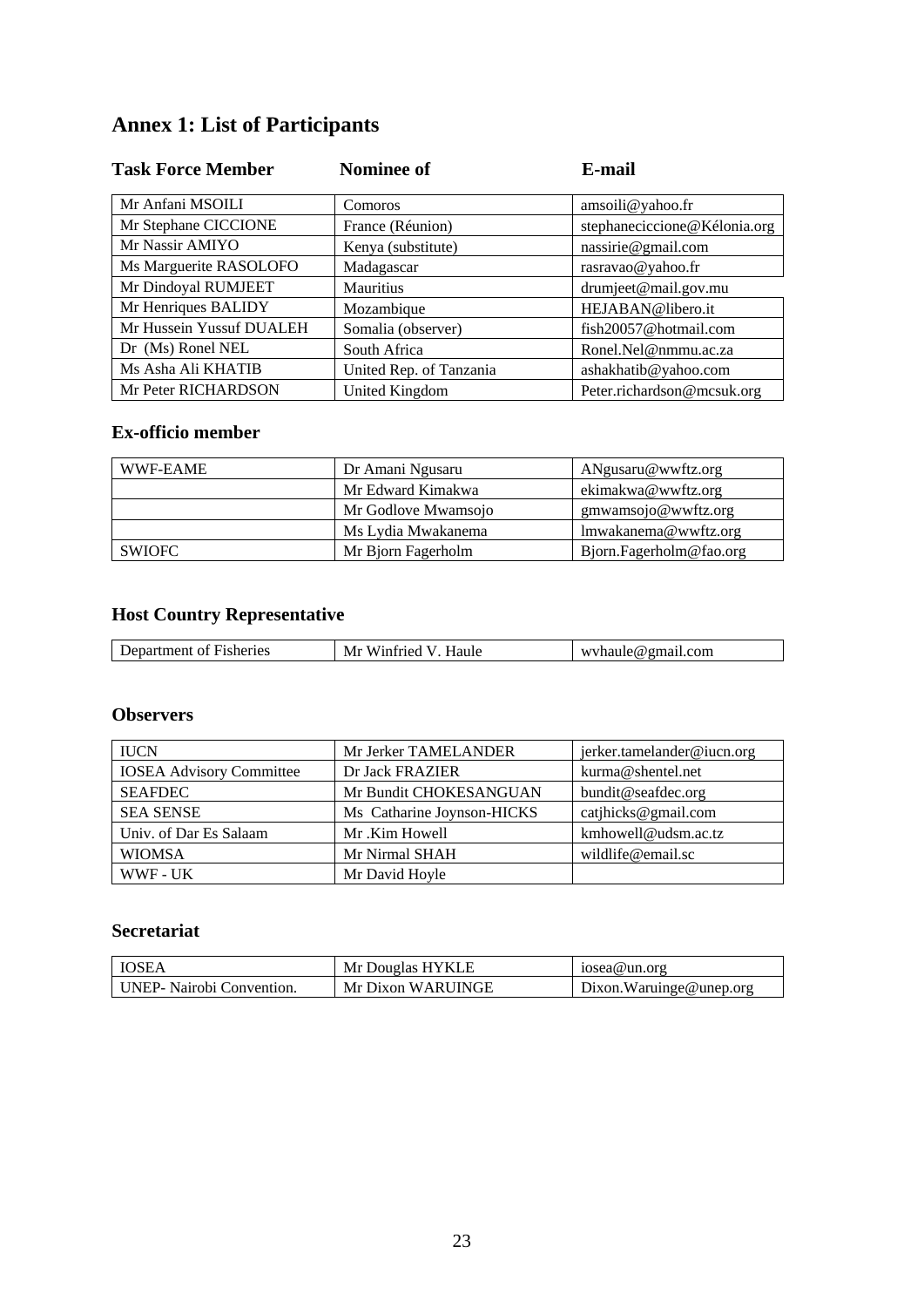# Annex 1: List of Participants

| Task Force Member | Nominee of | E-mail |
|---|---|---|
| Mr Anfani MSOILI | Comoros | amsoili@yahoo.fr |
| Mr Stephane CICCIONE | France (Réunion) | stephaneciccione@Kélonia.org |
| Mr Nassir AMIYO | Kenya (substitute) | nassirie@gmail.com |
| Ms Marguerite RASOLOFO | Madagascar | rasravao@yahoo.fr |
| Mr Dindoyal RUMJEET | Mauritius | drumjeet@mail.gov.mu |
| Mr Henriques BALIDY | Mozambique | HEJABAN@libero.it |
| Mr Hussein Yussuf DUALEH | Somalia (observer) | fish20057@hotmail.com |
| Dr (Ms) Ronel NEL | South Africa | Ronel.Nel@nmmu.ac.za |
| Ms Asha Ali KHATIB | United Rep. of Tanzania | ashakhatib@yahoo.com |
| Mr Peter RICHARDSON | United Kingdom | Peter.richardson@mcsuk.org |

## Ex-officio member

| | | |
|---|---|---|
| WWF-EAME | Dr Amani Ngusaru | ANgusaru@wwftz.org |
| | Mr Edward Kimakwa | ekimakwa@wwftz.org |
| | Mr Godlove Mwamsojo | gmwamsojo@wwftz.org |
| | Ms Lydia Mwakanema | lmwakanema@wwftz.org |
| SWIOFC | Mr Bjorn Fagerholm | Bjorn.Fagerholm@fao.org |

## Host Country Representative

| | | |
|---|---|---|
| Department of Fisheries | Mr Winfried V. Haule | wvhaule@gmail.com |

## Observers

| | | |
|---|---|---|
| IUCN | Mr Jerker TAMELANDER | jerker.tamelander@iucn.org |
| IOSEA Advisory Committee | Dr Jack FRAZIER | kurma@shentel.net |
| SEAFDEC | Mr Bundit CHOKESANGUAN | bundit@seafdec.org |
| SEA SENSE | Ms Catharine Joynson-HICKS | catjhicks@gmail.com |
| Univ. of Dar Es Salaam | Mr .Kim Howell | kmhowell@udsm.ac.tz |
| WIOMSA | Mr Nirmal SHAH | wildlife@email.sc |
| WWF - UK | Mr David Hoyle | |

## Secretariat

| | | |
|---|---|---|
| IOSEA | Mr Douglas HYKLE | iosea@un.org |
| UNEP- Nairobi Convention. | Mr Dixon WARUINGE | Dixon.Waruinge@unep.org |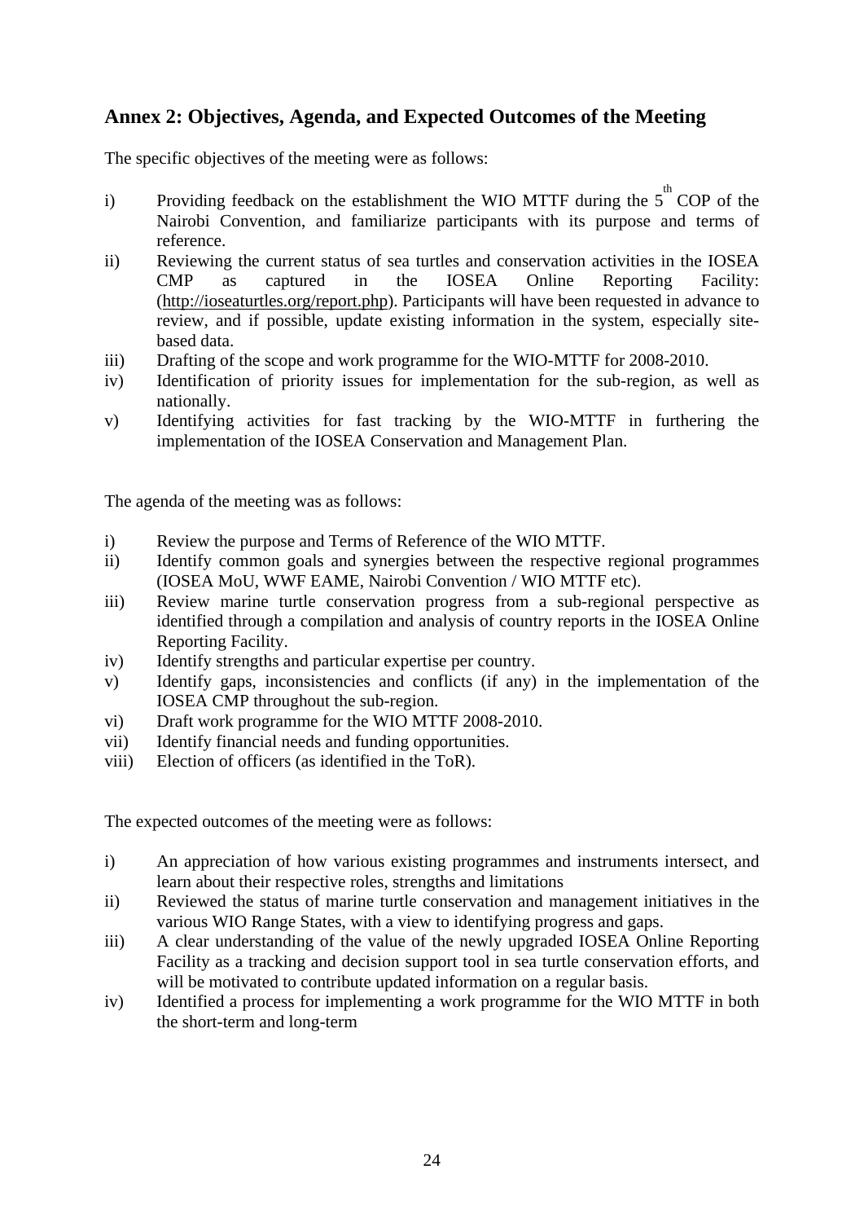## Annex 2: Objectives, Agenda, and Expected Outcomes of the Meeting

The specific objectives of the meeting were as follows:

- i) Providing feedback on the establishment the WIO MTTF during the 5th COP of the Nairobi Convention, and familiarize participants with its purpose and terms of reference.
- ii) Reviewing the current status of sea turtles and conservation activities in the IOSEA CMP as captured in the IOSEA Online Reporting Facility: (http://ioseaturtles.org/report.php). Participants will have been requested in advance to review, and if possible, update existing information in the system, especially site-based data.
- iii) Drafting of the scope and work programme for the WIO-MTTF for 2008-2010.
- iv) Identification of priority issues for implementation for the sub-region, as well as nationally.
- v) Identifying activities for fast tracking by the WIO-MTTF in furthering the implementation of the IOSEA Conservation and Management Plan.

The agenda of the meeting was as follows:

- i) Review the purpose and Terms of Reference of the WIO MTTF.
- ii) Identify common goals and synergies between the respective regional programmes (IOSEA MoU, WWF EAME, Nairobi Convention / WIO MTTF etc).
- iii) Review marine turtle conservation progress from a sub-regional perspective as identified through a compilation and analysis of country reports in the IOSEA Online Reporting Facility.
- iv) Identify strengths and particular expertise per country.
- v) Identify gaps, inconsistencies and conflicts (if any) in the implementation of the IOSEA CMP throughout the sub-region.
- vi) Draft work programme for the WIO MTTF 2008-2010.
- vii) Identify financial needs and funding opportunities.
- viii) Election of officers (as identified in the ToR).

The expected outcomes of the meeting were as follows:

- i) An appreciation of how various existing programmes and instruments intersect, and learn about their respective roles, strengths and limitations
- ii) Reviewed the status of marine turtle conservation and management initiatives in the various WIO Range States, with a view to identifying progress and gaps.
- iii) A clear understanding of the value of the newly upgraded IOSEA Online Reporting Facility as a tracking and decision support tool in sea turtle conservation efforts, and will be motivated to contribute updated information on a regular basis.
- iv) Identified a process for implementing a work programme for the WIO MTTF in both the short-term and long-term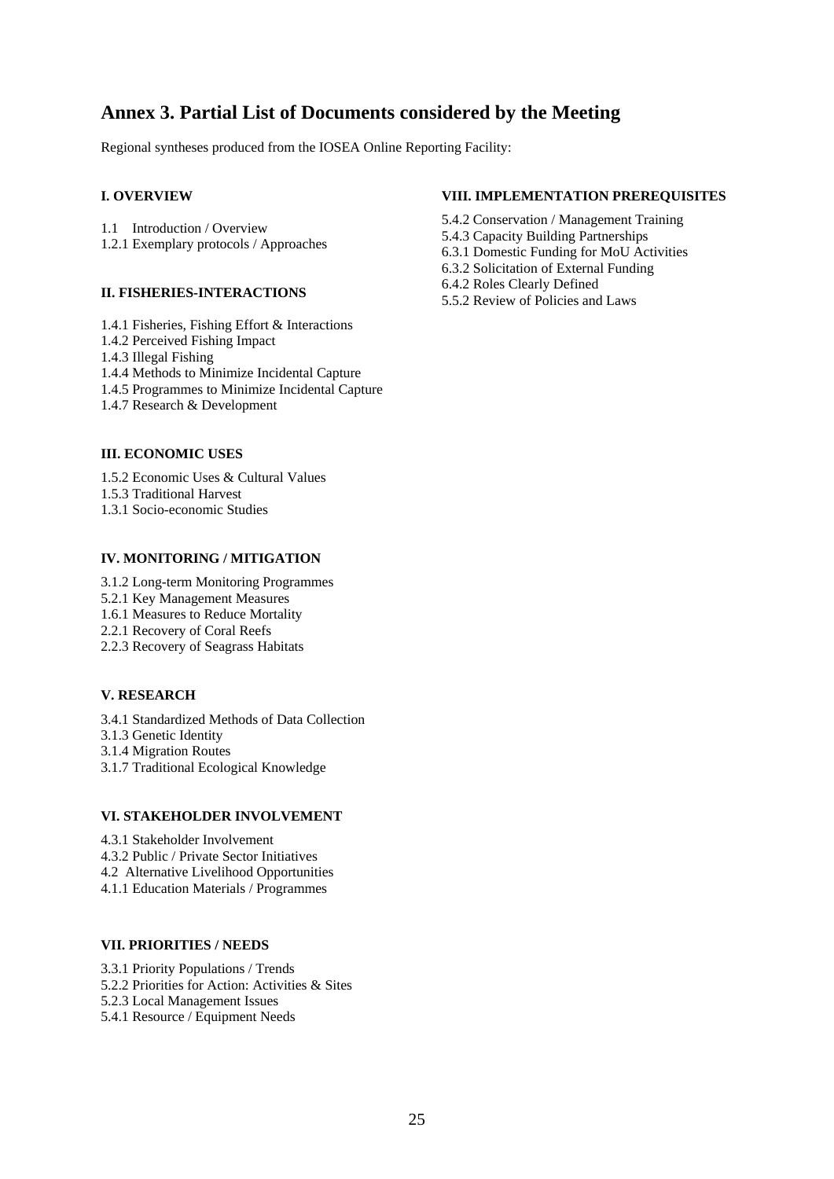## Annex 3. Partial List of Documents considered by the Meeting

Regional syntheses produced from the IOSEA Online Reporting Facility:

**I. OVERVIEW**

1.1 Introduction / Overview
1.2.1 Exemplary protocols / Approaches

**II. FISHERIES-INTERACTIONS**

1.4.1 Fisheries, Fishing Effort & Interactions
1.4.2 Perceived Fishing Impact
1.4.3 Illegal Fishing
1.4.4 Methods to Minimize Incidental Capture
1.4.5 Programmes to Minimize Incidental Capture
1.4.7 Research & Development

**III. ECONOMIC USES**

1.5.2 Economic Uses & Cultural Values
1.5.3 Traditional Harvest
1.3.1 Socio-economic Studies

**IV. MONITORING / MITIGATION**

3.1.2 Long-term Monitoring Programmes
5.2.1 Key Management Measures
1.6.1 Measures to Reduce Mortality
2.2.1 Recovery of Coral Reefs
2.2.3 Recovery of Seagrass Habitats

**V. RESEARCH**

3.4.1 Standardized Methods of Data Collection
3.1.3 Genetic Identity
3.1.4 Migration Routes
3.1.7 Traditional Ecological Knowledge

**VI. STAKEHOLDER INVOLVEMENT**

4.3.1 Stakeholder Involvement
4.3.2 Public / Private Sector Initiatives
4.2 Alternative Livelihood Opportunities
4.1.1 Education Materials / Programmes

**VII. PRIORITIES / NEEDS**

3.3.1 Priority Populations / Trends
5.2.2 Priorities for Action: Activities & Sites
5.2.3 Local Management Issues
5.4.1 Resource / Equipment Needs

**VIII. IMPLEMENTATION PREREQUISITES**

5.4.2 Conservation / Management Training
5.4.3 Capacity Building Partnerships
6.3.1 Domestic Funding for MoU Activities
6.3.2 Solicitation of External Funding
6.4.2 Roles Clearly Defined
5.5.2 Review of Policies and Laws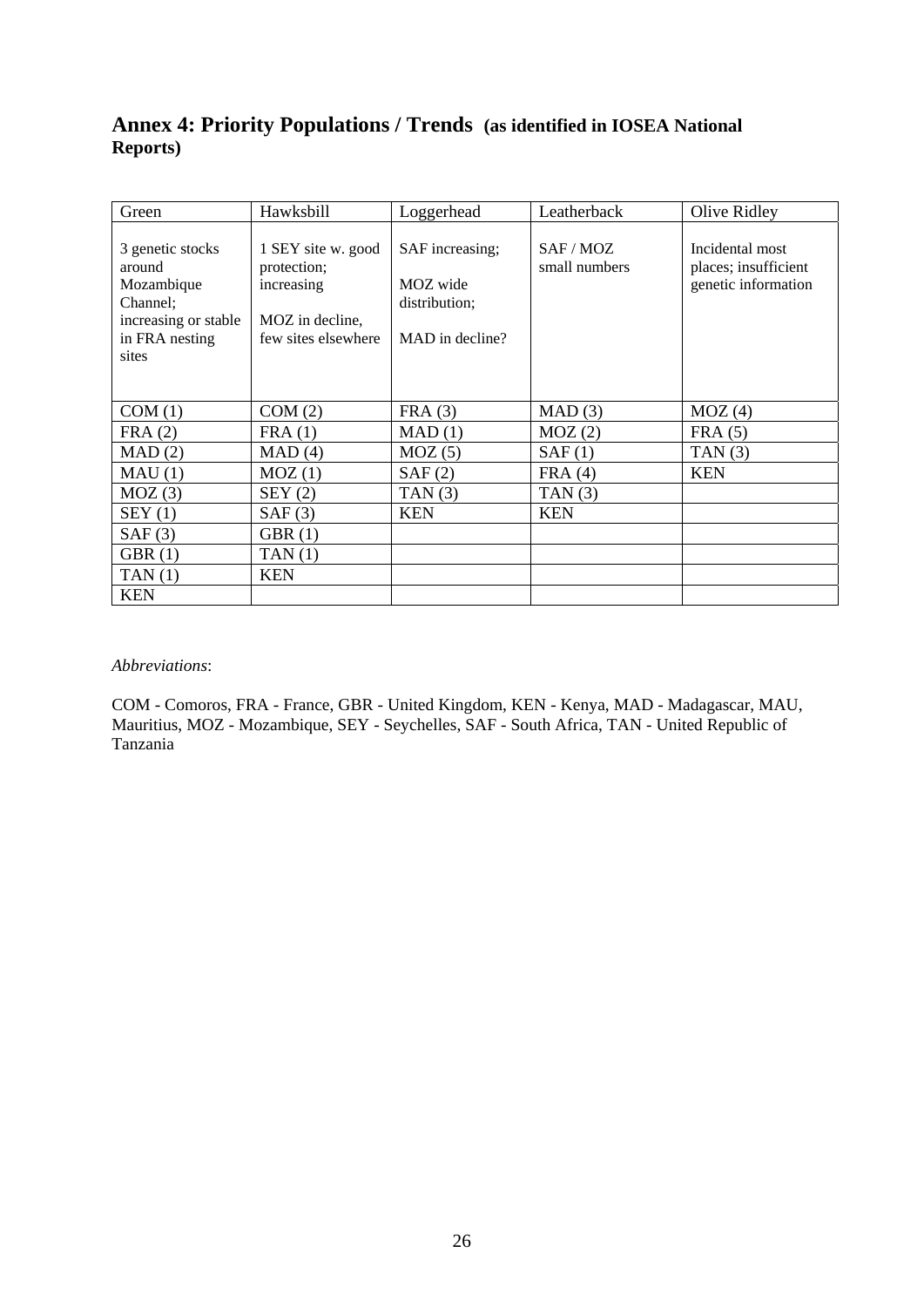## Annex 4: Priority Populations / Trends **(as identified in IOSEA National Reports)**

| Green | Hawksbill | Loggerhead | Leatherback | Olive Ridley |
|---|---|---|---|---|
| 3 genetic stocks around Mozambique Channel; increasing or stable in FRA nesting sites | 1 SEY site w. good protection; increasing<br><br>MOZ in decline, few sites elsewhere | SAF increasing;<br><br>MOZ wide distribution;<br><br>MAD in decline? | SAF / MOZ small numbers | Incidental most places; insufficient genetic information |
| COM (1) | COM (2) | FRA (3) | MAD (3) | MOZ (4) |
| FRA (2) | FRA (1) | MAD (1) | MOZ (2) | FRA (5) |
| MAD (2) | MAD (4) | MOZ (5) | SAF (1) | TAN (3) |
| MAU (1) | MOZ (1) | SAF (2) | FRA (4) | KEN |
| MOZ (3) | SEY (2) | TAN (3) | TAN (3) | |
| SEY (1) | SAF (3) | KEN | KEN | |
| SAF (3) | GBR (1) | | | |
| GBR (1) | TAN (1) | | | |
| TAN (1) | KEN | | | |
| KEN | | | | |

*Abbreviations*:

COM - Comoros, FRA - France, GBR - United Kingdom, KEN - Kenya, MAD - Madagascar, MAU, Mauritius, MOZ - Mozambique, SEY - Seychelles, SAF - South Africa, TAN - United Republic of Tanzania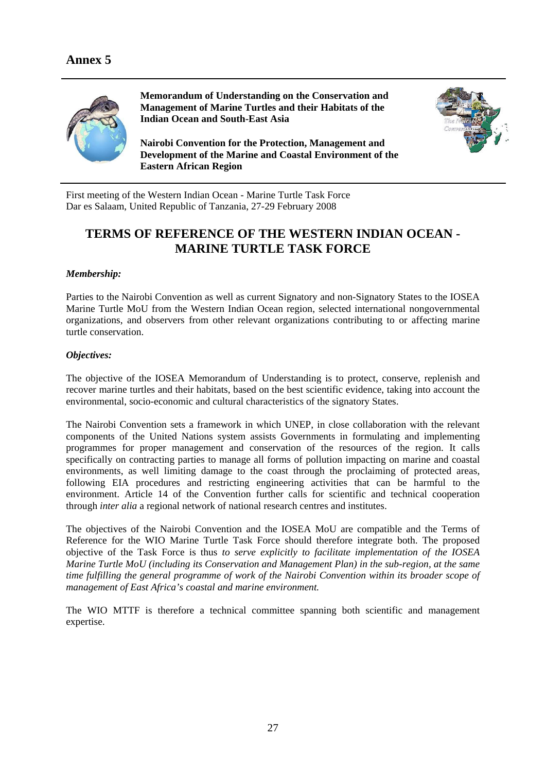# Annex 5

**Memorandum of Understanding on the Conservation and Management of Marine Turtles and their Habitats of the Indian Ocean and South-East Asia**

**Nairobi Convention for the Protection, Management and Development of the Marine and Coastal Environment of the Eastern African Region**

First meeting of the Western Indian Ocean - Marine Turtle Task Force
Dar es Salaam, United Republic of Tanzania, 27-29 February 2008

## TERMS OF REFERENCE OF THE WESTERN INDIAN OCEAN - MARINE TURTLE TASK FORCE

### *Membership:*

Parties to the Nairobi Convention as well as current Signatory and non-Signatory States to the IOSEA Marine Turtle MoU from the Western Indian Ocean region, selected international nongovernmental organizations, and observers from other relevant organizations contributing to or affecting marine turtle conservation.

### *Objectives:*

The objective of the IOSEA Memorandum of Understanding is to protect, conserve, replenish and recover marine turtles and their habitats, based on the best scientific evidence, taking into account the environmental, socio-economic and cultural characteristics of the signatory States.

The Nairobi Convention sets a framework in which UNEP, in close collaboration with the relevant components of the United Nations system assists Governments in formulating and implementing programmes for proper management and conservation of the resources of the region. It calls specifically on contracting parties to manage all forms of pollution impacting on marine and coastal environments, as well limiting damage to the coast through the proclaiming of protected areas, following EIA procedures and restricting engineering activities that can be harmful to the environment. Article 14 of the Convention further calls for scientific and technical cooperation through *inter alia* a regional network of national research centres and institutes.

The objectives of the Nairobi Convention and the IOSEA MoU are compatible and the Terms of Reference for the WIO Marine Turtle Task Force should therefore integrate both. The proposed objective of the Task Force is thus *to serve explicitly to facilitate implementation of the IOSEA Marine Turtle MoU (including its Conservation and Management Plan) in the sub-region, at the same time fulfilling the general programme of work of the Nairobi Convention within its broader scope of management of East Africa's coastal and marine environment.*

The WIO MTTF is therefore a technical committee spanning both scientific and management expertise.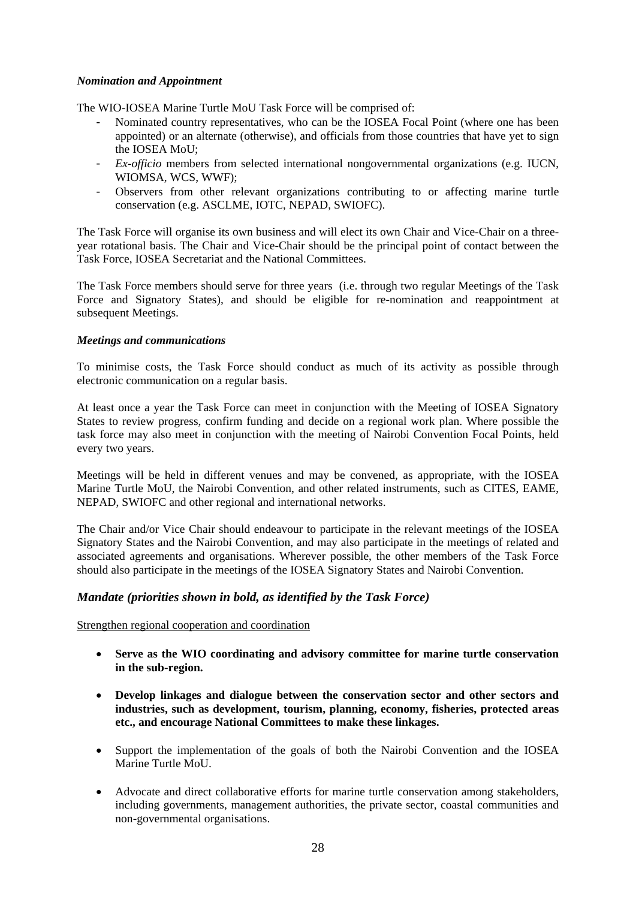*Nomination and Appointment*

The WIO-IOSEA Marine Turtle MoU Task Force will be comprised of:

- Nominated country representatives, who can be the IOSEA Focal Point (where one has been appointed) or an alternate (otherwise), and officials from those countries that have yet to sign the IOSEA MoU;
- *Ex-officio* members from selected international nongovernmental organizations (e.g. IUCN, WIOMSA, WCS, WWF);
- Observers from other relevant organizations contributing to or affecting marine turtle conservation (e.g. ASCLME, IOTC, NEPAD, SWIOFC).

The Task Force will organise its own business and will elect its own Chair and Vice-Chair on a three-year rotational basis. The Chair and Vice-Chair should be the principal point of contact between the Task Force, IOSEA Secretariat and the National Committees.

The Task Force members should serve for three years (i.e. through two regular Meetings of the Task Force and Signatory States), and should be eligible for re-nomination and reappointment at subsequent Meetings.

*Meetings and communications*

To minimise costs, the Task Force should conduct as much of its activity as possible through electronic communication on a regular basis.

At least once a year the Task Force can meet in conjunction with the Meeting of IOSEA Signatory States to review progress, confirm funding and decide on a regional work plan. Where possible the task force may also meet in conjunction with the meeting of Nairobi Convention Focal Points, held every two years.

Meetings will be held in different venues and may be convened, as appropriate, with the IOSEA Marine Turtle MoU, the Nairobi Convention, and other related instruments, such as CITES, EAME, NEPAD, SWIOFC and other regional and international networks.

The Chair and/or Vice Chair should endeavour to participate in the relevant meetings of the IOSEA Signatory States and the Nairobi Convention, and may also participate in the meetings of related and associated agreements and organisations. Wherever possible, the other members of the Task Force should also participate in the meetings of the IOSEA Signatory States and Nairobi Convention.

## *Mandate (priorities shown in bold, as identified by the Task Force)*

Strengthen regional cooperation and coordination

- **Serve as the WIO coordinating and advisory committee for marine turtle conservation in the sub-region.**
- **Develop linkages and dialogue between the conservation sector and other sectors and industries, such as development, tourism, planning, economy, fisheries, protected areas etc., and encourage National Committees to make these linkages.**
- Support the implementation of the goals of both the Nairobi Convention and the IOSEA Marine Turtle MoU.
- Advocate and direct collaborative efforts for marine turtle conservation among stakeholders, including governments, management authorities, the private sector, coastal communities and non-governmental organisations.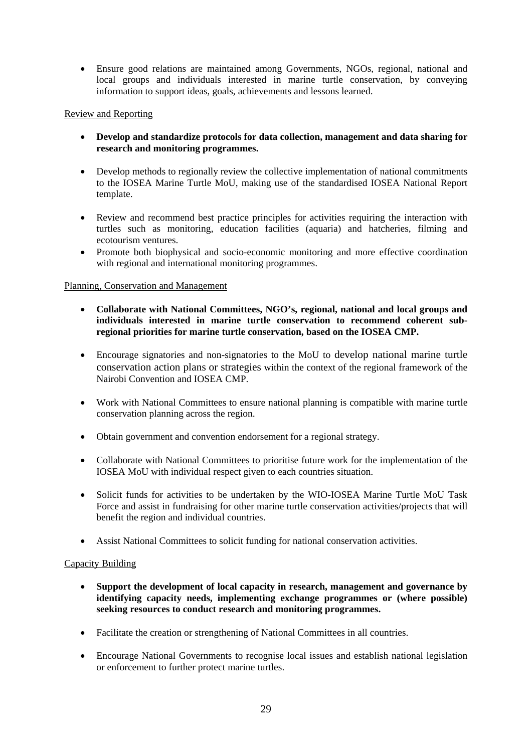- Ensure good relations are maintained among Governments, NGOs, regional, national and local groups and individuals interested in marine turtle conservation, by conveying information to support ideas, goals, achievements and lessons learned.

Review and Reporting

- **Develop and standardize protocols for data collection, management and data sharing for research and monitoring programmes.**

- Develop methods to regionally review the collective implementation of national commitments to the IOSEA Marine Turtle MoU, making use of the standardised IOSEA National Report template.

- Review and recommend best practice principles for activities requiring the interaction with turtles such as monitoring, education facilities (aquaria) and hatcheries, filming and ecotourism ventures.
- Promote both biophysical and socio-economic monitoring and more effective coordination with regional and international monitoring programmes.

Planning, Conservation and Management

- **Collaborate with National Committees, NGO's, regional, national and local groups and individuals interested in marine turtle conservation to recommend coherent sub-regional priorities for marine turtle conservation, based on the IOSEA CMP.**

- Encourage signatories and non-signatories to the MoU to develop national marine turtle conservation action plans or strategies within the context of the regional framework of the Nairobi Convention and IOSEA CMP.

- Work with National Committees to ensure national planning is compatible with marine turtle conservation planning across the region.

- Obtain government and convention endorsement for a regional strategy.

- Collaborate with National Committees to prioritise future work for the implementation of the IOSEA MoU with individual respect given to each countries situation.

- Solicit funds for activities to be undertaken by the WIO-IOSEA Marine Turtle MoU Task Force and assist in fundraising for other marine turtle conservation activities/projects that will benefit the region and individual countries.

- Assist National Committees to solicit funding for national conservation activities.

Capacity Building

- **Support the development of local capacity in research, management and governance by identifying capacity needs, implementing exchange programmes or (where possible) seeking resources to conduct research and monitoring programmes.**

- Facilitate the creation or strengthening of National Committees in all countries.

- Encourage National Governments to recognise local issues and establish national legislation or enforcement to further protect marine turtles.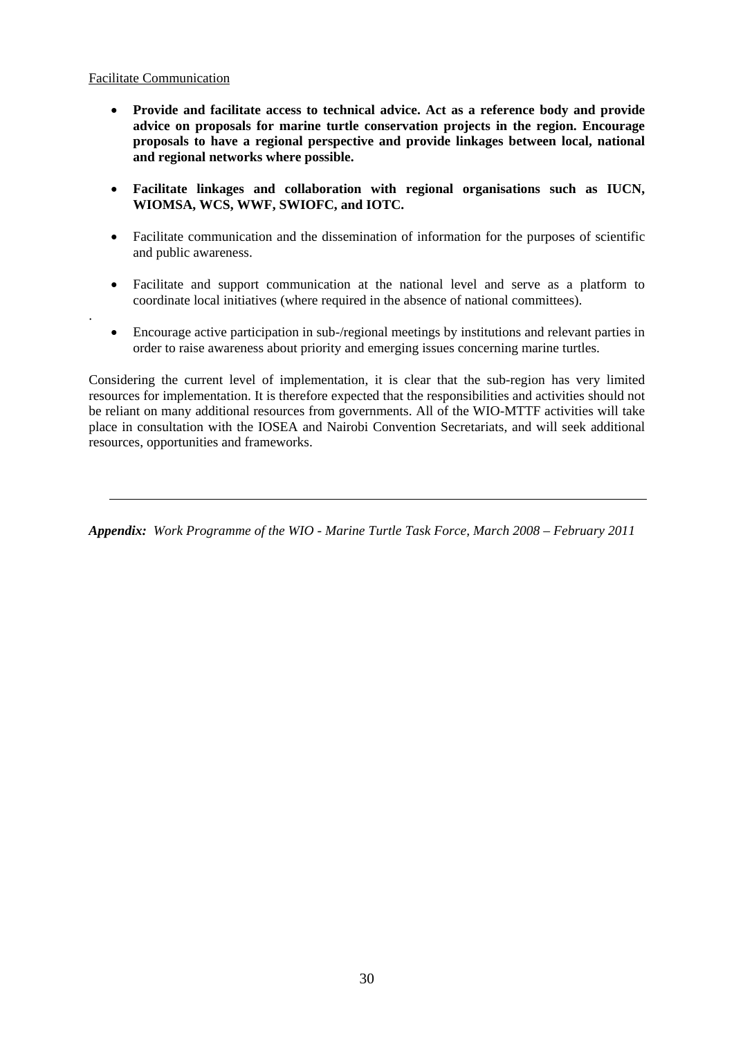<u>Facilitate Communication</u>

- **Provide and facilitate access to technical advice. Act as a reference body and provide advice on proposals for marine turtle conservation projects in the region. Encourage proposals to have a regional perspective and provide linkages between local, national and regional networks where possible.**

- **Facilitate linkages and collaboration with regional organisations such as IUCN, WIOMSA, WCS, WWF, SWIOFC, and IOTC.**

- Facilitate communication and the dissemination of information for the purposes of scientific and public awareness.

- Facilitate and support communication at the national level and serve as a platform to coordinate local initiatives (where required in the absence of national committees).

.

- Encourage active participation in sub-/regional meetings by institutions and relevant parties in order to raise awareness about priority and emerging issues concerning marine turtles.

Considering the current level of implementation, it is clear that the sub-region has very limited resources for implementation. It is therefore expected that the responsibilities and activities should not be reliant on many additional resources from governments. All of the WIO-MTTF activities will take place in consultation with the IOSEA and Nairobi Convention Secretariats, and will seek additional resources, opportunities and frameworks.

---

***Appendix:*** *Work Programme of the WIO - Marine Turtle Task Force, March 2008 – February 2011*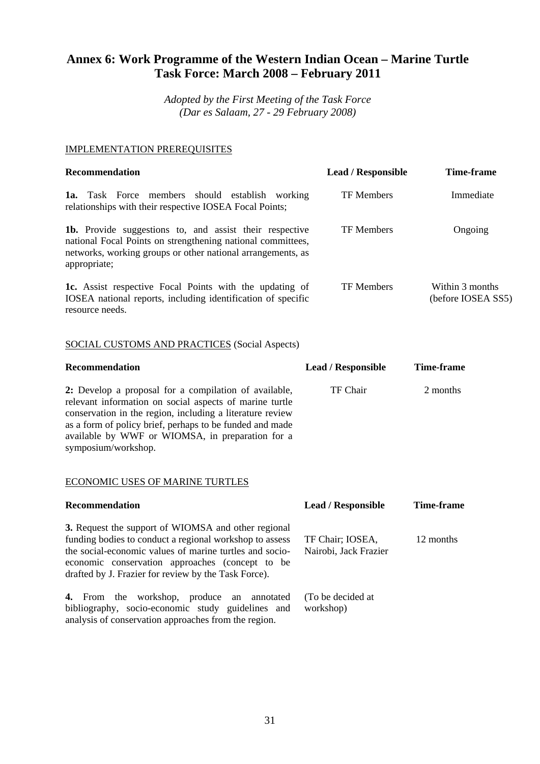# Annex 6: Work Programme of the Western Indian Ocean – Marine Turtle Task Force: March 2008 – February 2011

*Adopted by the First Meeting of the Task Force*
*(Dar es Salaam, 27 - 29 February 2008)*

IMPLEMENTATION PREREQUISITES

| Recommendation | Lead / Responsible | Time-frame |
|---|---|---|
| **1a.** Task Force members should establish working relationships with their respective IOSEA Focal Points; | TF Members | Immediate |
| **1b.** Provide suggestions to, and assist their respective national Focal Points on strengthening national committees, networks, working groups or other national arrangements, as appropriate; | TF Members | Ongoing |
| **1c.** Assist respective Focal Points with the updating of IOSEA national reports, including identification of specific resource needs. | TF Members | Within 3 months (before IOSEA SS5) |

SOCIAL CUSTOMS AND PRACTICES (Social Aspects)

| Recommendation | Lead / Responsible | Time-frame |
|---|---|---|
| **2:** Develop a proposal for a compilation of available, relevant information on social aspects of marine turtle conservation in the region, including a literature review as a form of policy brief, perhaps to be funded and made available by WWF or WIOMSA, in preparation for a symposium/workshop. | TF Chair | 2 months |

ECONOMIC USES OF MARINE TURTLES

| Recommendation | Lead / Responsible | Time-frame |
|---|---|---|
| **3.** Request the support of WIOMSA and other regional funding bodies to conduct a regional workshop to assess the social-economic values of marine turtles and socio-economic conservation approaches (concept to be drafted by J. Frazier for review by the Task Force). | TF Chair; IOSEA, Nairobi, Jack Frazier | 12 months |
| **4.** From the workshop, produce an annotated bibliography, socio-economic study guidelines and analysis of conservation approaches from the region. | (To be decided at workshop) | |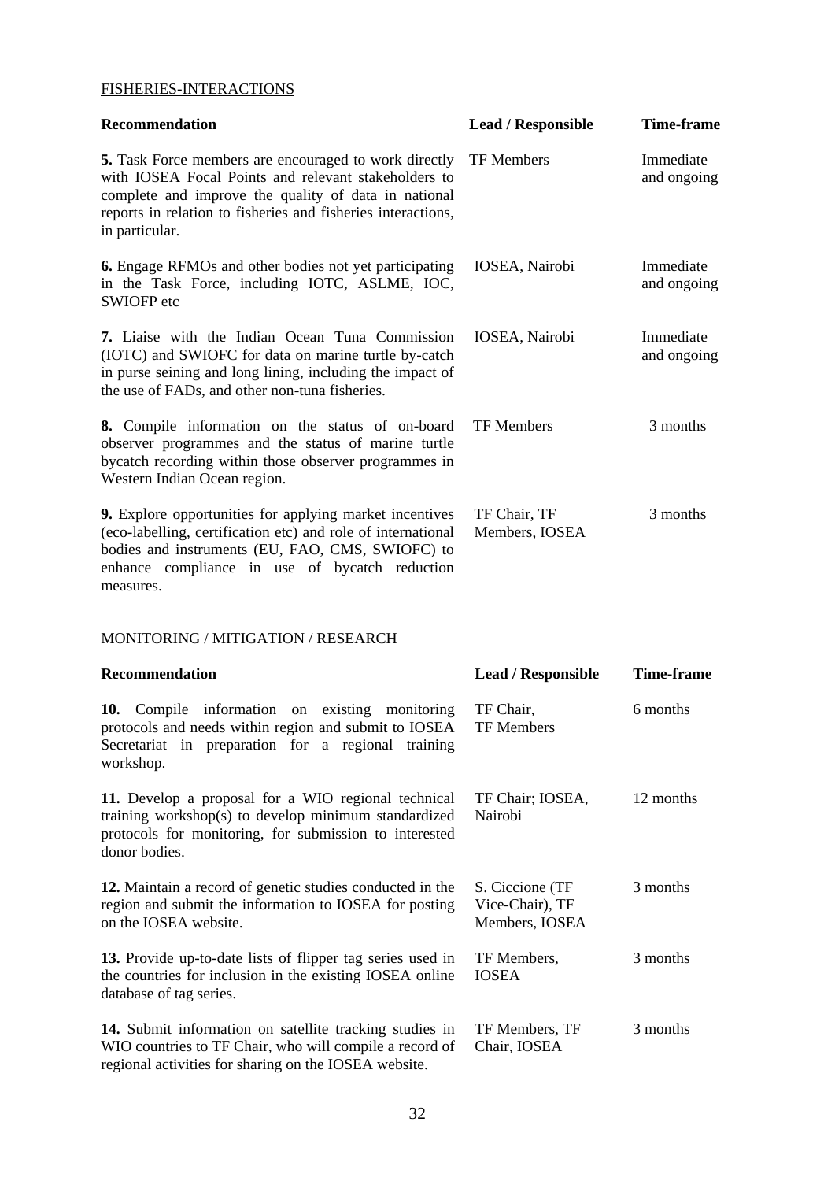FISHERIES-INTERACTIONS

| Recommendation | Lead / Responsible | Time-frame |
|---|---|---|
| **5.** Task Force members are encouraged to work directly with IOSEA Focal Points and relevant stakeholders to complete and improve the quality of data in national reports in relation to fisheries and fisheries interactions, in particular. | TF Members | Immediate and ongoing |
| **6.** Engage RFMOs and other bodies not yet participating in the Task Force, including IOTC, ASLME, IOC, SWIOFP etc | IOSEA, Nairobi | Immediate and ongoing |
| **7.** Liaise with the Indian Ocean Tuna Commission (IOTC) and SWIOFC for data on marine turtle by-catch in purse seining and long lining, including the impact of the use of FADs, and other non-tuna fisheries. | IOSEA, Nairobi | Immediate and ongoing |
| **8.** Compile information on the status of on-board observer programmes and the status of marine turtle bycatch recording within those observer programmes in Western Indian Ocean region. | TF Members | 3 months |
| **9.** Explore opportunities for applying market incentives (eco-labelling, certification etc) and role of international bodies and instruments (EU, FAO, CMS, SWIOFC) to enhance compliance in use of bycatch reduction measures. | TF Chair, TF Members, IOSEA | 3 months |

MONITORING / MITIGATION / RESEARCH

| Recommendation | Lead / Responsible | Time-frame |
|---|---|---|
| **10.** Compile information on existing monitoring protocols and needs within region and submit to IOSEA Secretariat in preparation for a regional training workshop. | TF Chair, TF Members | 6 months |
| **11.** Develop a proposal for a WIO regional technical training workshop(s) to develop minimum standardized protocols for monitoring, for submission to interested donor bodies. | TF Chair; IOSEA, Nairobi | 12 months |
| **12.** Maintain a record of genetic studies conducted in the region and submit the information to IOSEA for posting on the IOSEA website. | S. Ciccione (TF Vice-Chair), TF Members, IOSEA | 3 months |
| **13.** Provide up-to-date lists of flipper tag series used in the countries for inclusion in the existing IOSEA online database of tag series. | TF Members, IOSEA | 3 months |
| **14.** Submit information on satellite tracking studies in WIO countries to TF Chair, who will compile a record of regional activities for sharing on the IOSEA website. | TF Members, TF Chair, IOSEA | 3 months |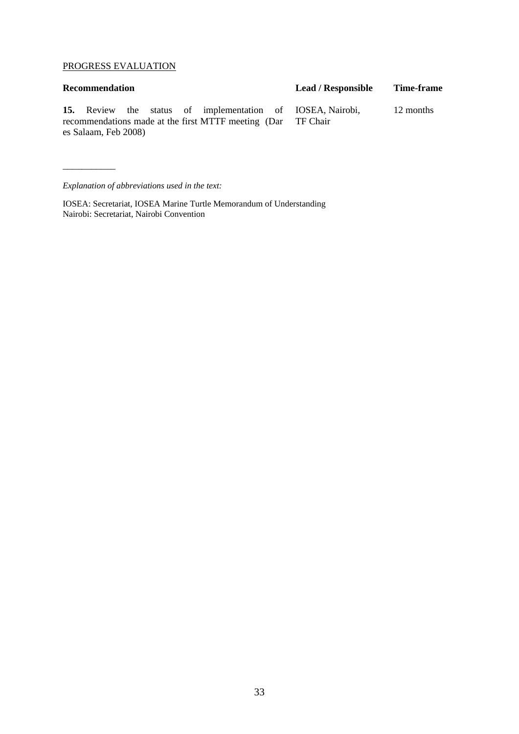PROGRESS EVALUATION

| Recommendation | Lead / Responsible | Time-frame |
|---|---|---|
| **15.** Review the status of implementation of recommendations made at the first MTTF meeting (Dar es Salaam, Feb 2008) | IOSEA, Nairobi, TF Chair | 12 months |

___________

*Explanation of abbreviations used in the text:*

IOSEA: Secretariat, IOSEA Marine Turtle Memorandum of Understanding
Nairobi: Secretariat, Nairobi Convention